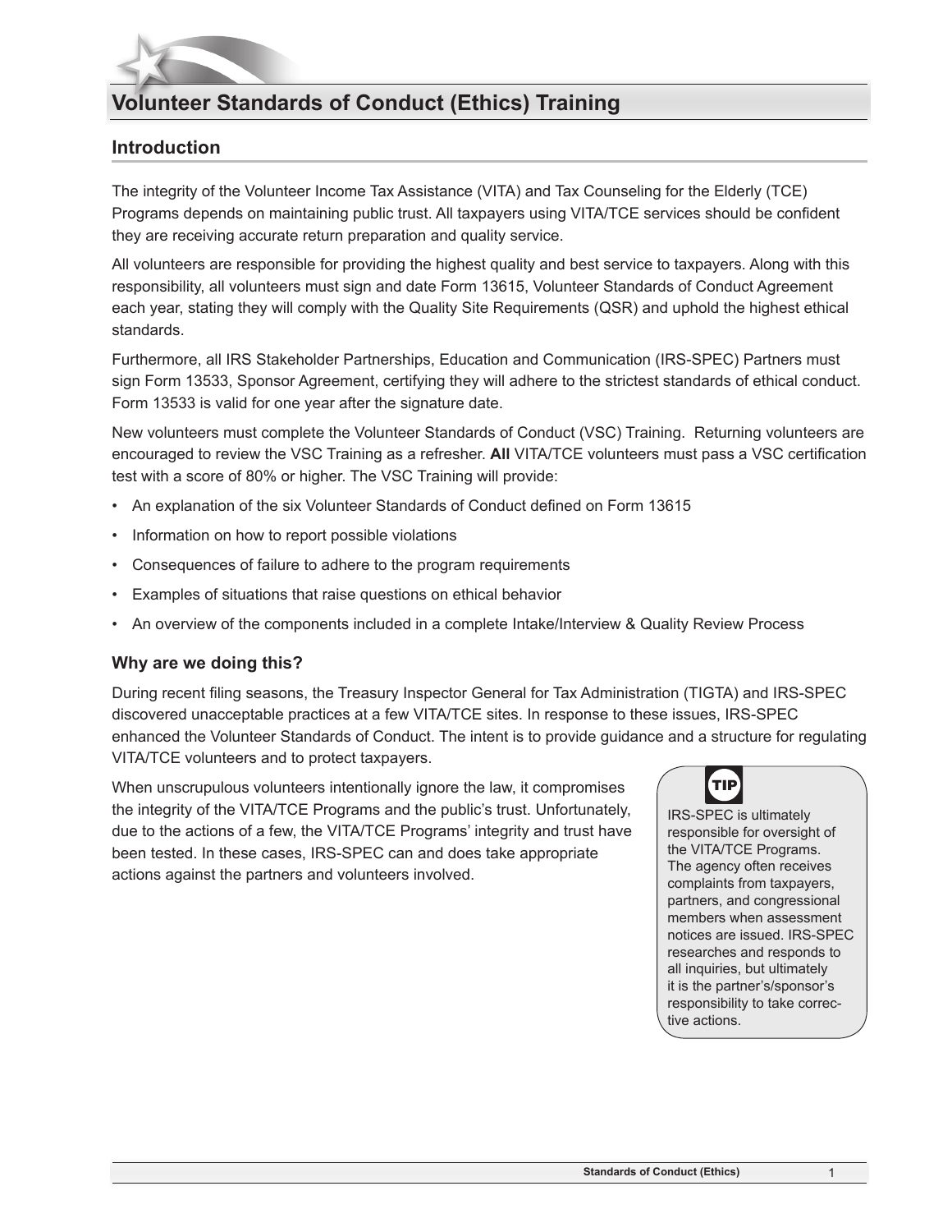# Volunteer Standards of Conduct (Ethics) Training

## Introduction

The integrity of the Volunteer Income Tax Assistance (VITA) and Tax Counseling for the Elderly (TCE) Programs depends on maintaining public trust. All taxpayers using VITA/TCE services should be confident they are receiving accurate return preparation and quality service.

All volunteers are responsible for providing the highest quality and best service to taxpayers. Along with this responsibility, all volunteers must sign and date Form 13615, Volunteer Standards of Conduct Agreement each year, stating they will comply with the Quality Site Requirements (QSR) and uphold the highest ethical standards.

Furthermore, all IRS Stakeholder Partnerships, Education and Communication (IRS-SPEC) Partners must sign Form 13533, Sponsor Agreement, certifying they will adhere to the strictest standards of ethical conduct. Form 13533 is valid for one year after the signature date.

New volunteers must complete the Volunteer Standards of Conduct (VSC) Training. Returning volunteers are encouraged to review the VSC Training as a refresher. **All** VITA/TCE volunteers must pass a VSC certification test with a score of 80% or higher. The VSC Training will provide:

- An explanation of the six Volunteer Standards of Conduct defined on Form 13615
- Information on how to report possible violations
- Consequences of failure to adhere to the program requirements
- Examples of situations that raise questions on ethical behavior
- An overview of the components included in a complete Intake/Interview & Quality Review Process

### Why are we doing this?

During recent filing seasons, the Treasury Inspector General for Tax Administration (TIGTA) and IRS-SPEC discovered unacceptable practices at a few VITA/TCE sites. In response to these issues, IRS-SPEC enhanced the Volunteer Standards of Conduct. The intent is to provide guidance and a structure for regulating VITA/TCE volunteers and to protect taxpayers.

When unscrupulous volunteers intentionally ignore the law, it compromises the integrity of the VITA/TCE Programs and the public's trust. Unfortunately, due to the actions of a few, the VITA/TCE Programs' integrity and trust have been tested. In these cases, IRS-SPEC can and does take appropriate actions against the partners and volunteers involved.

> **TIP**
>
> IRS-SPEC is ultimately responsible for oversight of the VITA/TCE Programs. The agency often receives complaints from taxpayers, partners, and congressional members when assessment notices are issued. IRS-SPEC researches and responds to all inquiries, but ultimately it is the partner's/sponsor's responsibility to take corrective actions.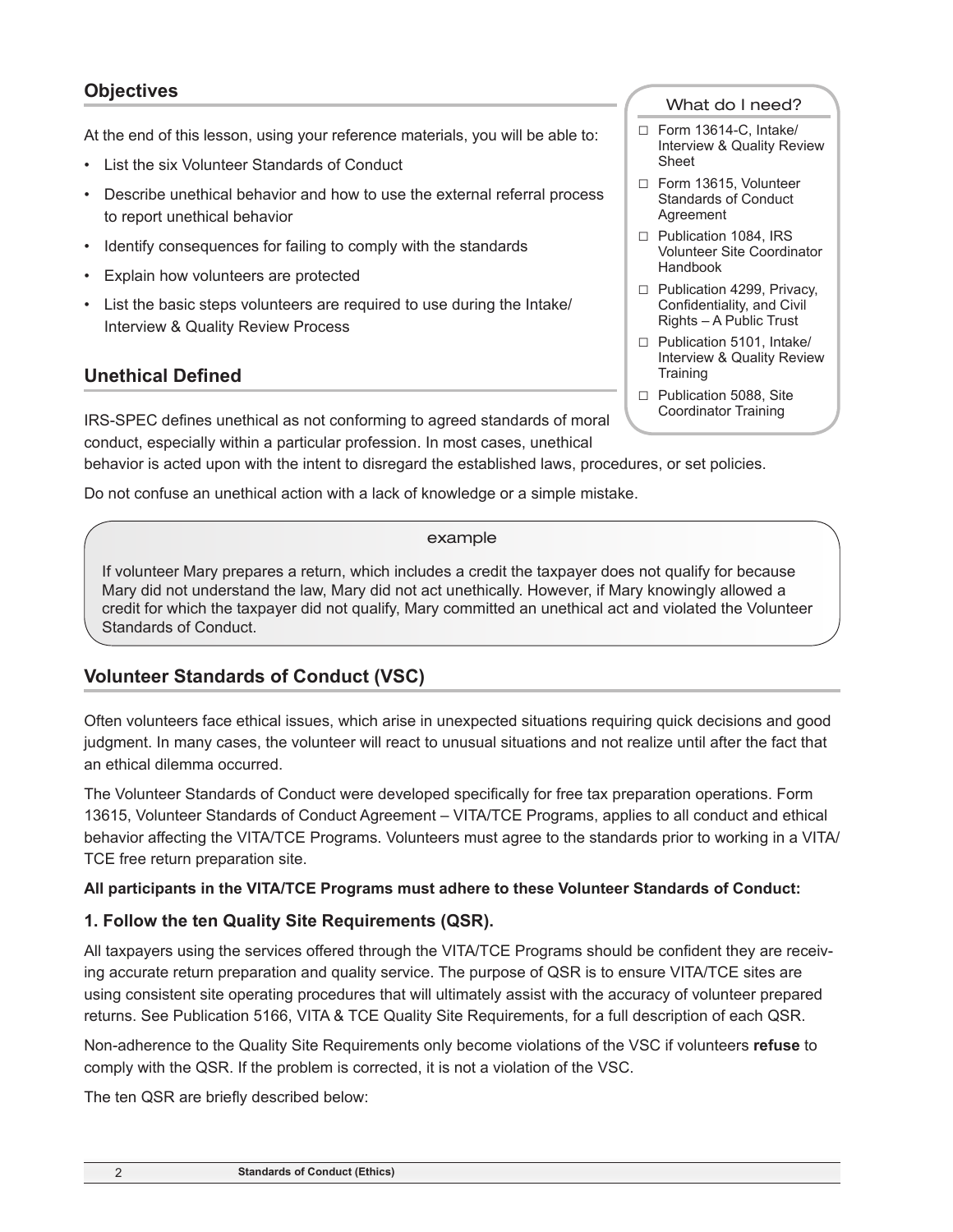## Objectives

At the end of this lesson, using your reference materials, you will be able to:

- List the six Volunteer Standards of Conduct
- Describe unethical behavior and how to use the external referral process to report unethical behavior
- Identify consequences for failing to comply with the standards
- Explain how volunteers are protected
- List the basic steps volunteers are required to use during the Intake/ Interview & Quality Review Process

What do I need?

- □ Form 13614-C, Intake/ Interview & Quality Review Sheet
- □ Form 13615, Volunteer Standards of Conduct Agreement
- □ Publication 1084, IRS Volunteer Site Coordinator Handbook
- □ Publication 4299, Privacy, Confidentiality, and Civil Rights – A Public Trust
- □ Publication 5101, Intake/ Interview & Quality Review Training
- □ Publication 5088, Site Coordinator Training

## Unethical Defined

IRS-SPEC defines unethical as not conforming to agreed standards of moral conduct, especially within a particular profession. In most cases, unethical behavior is acted upon with the intent to disregard the established laws, procedures, or set policies.

Do not confuse an unethical action with a lack of knowledge or a simple mistake.

example

If volunteer Mary prepares a return, which includes a credit the taxpayer does not qualify for because Mary did not understand the law, Mary did not act unethically. However, if Mary knowingly allowed a credit for which the taxpayer did not qualify, Mary committed an unethical act and violated the Volunteer Standards of Conduct.

## Volunteer Standards of Conduct (VSC)

Often volunteers face ethical issues, which arise in unexpected situations requiring quick decisions and good judgment. In many cases, the volunteer will react to unusual situations and not realize until after the fact that an ethical dilemma occurred.

The Volunteer Standards of Conduct were developed specifically for free tax preparation operations. Form 13615, Volunteer Standards of Conduct Agreement – VITA/TCE Programs, applies to all conduct and ethical behavior affecting the VITA/TCE Programs. Volunteers must agree to the standards prior to working in a VITA/ TCE free return preparation site.

**All participants in the VITA/TCE Programs must adhere to these Volunteer Standards of Conduct:**

### 1. Follow the ten Quality Site Requirements (QSR).

All taxpayers using the services offered through the VITA/TCE Programs should be confident they are receiving accurate return preparation and quality service. The purpose of QSR is to ensure VITA/TCE sites are using consistent site operating procedures that will ultimately assist with the accuracy of volunteer prepared returns. See Publication 5166, VITA & TCE Quality Site Requirements, for a full description of each QSR.

Non-adherence to the Quality Site Requirements only become violations of the VSC if volunteers **refuse** to comply with the QSR. If the problem is corrected, it is not a violation of the VSC.

The ten QSR are briefly described below: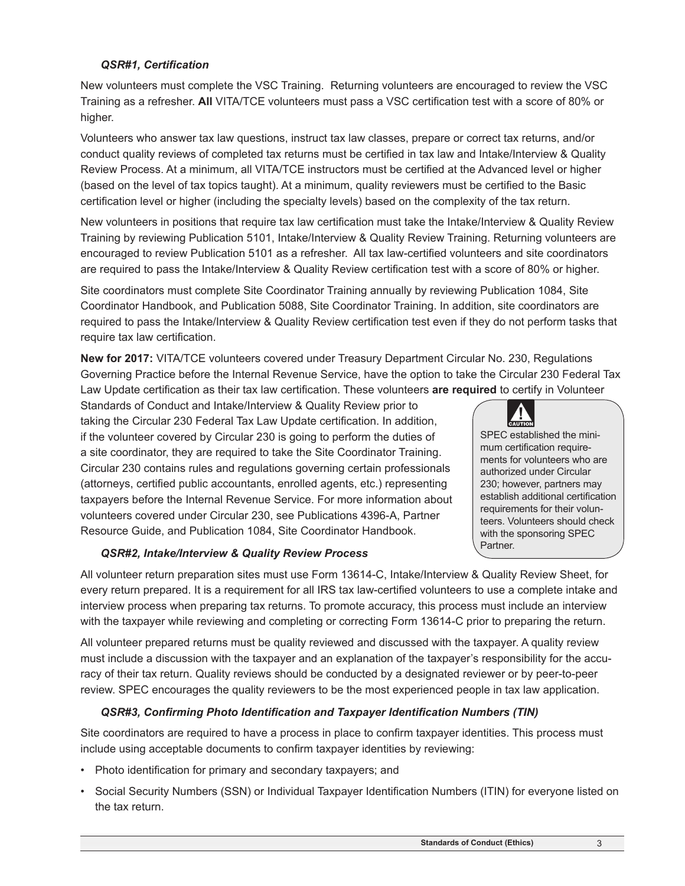### *QSR#1, Certification*

New volunteers must complete the VSC Training. Returning volunteers are encouraged to review the VSC Training as a refresher. **All** VITA/TCE volunteers must pass a VSC certification test with a score of 80% or higher.

Volunteers who answer tax law questions, instruct tax law classes, prepare or correct tax returns, and/or conduct quality reviews of completed tax returns must be certified in tax law and Intake/Interview & Quality Review Process. At a minimum, all VITA/TCE instructors must be certified at the Advanced level or higher (based on the level of tax topics taught). At a minimum, quality reviewers must be certified to the Basic certification level or higher (including the specialty levels) based on the complexity of the tax return.

New volunteers in positions that require tax law certification must take the Intake/Interview & Quality Review Training by reviewing Publication 5101, Intake/Interview & Quality Review Training. Returning volunteers are encouraged to review Publication 5101 as a refresher. All tax law-certified volunteers and site coordinators are required to pass the Intake/Interview & Quality Review certification test with a score of 80% or higher.

Site coordinators must complete Site Coordinator Training annually by reviewing Publication 1084, Site Coordinator Handbook, and Publication 5088, Site Coordinator Training. In addition, site coordinators are required to pass the Intake/Interview & Quality Review certification test even if they do not perform tasks that require tax law certification.

**New for 2017:** VITA/TCE volunteers covered under Treasury Department Circular No. 230, Regulations Governing Practice before the Internal Revenue Service, have the option to take the Circular 230 Federal Tax Law Update certification as their tax law certification. These volunteers **are required** to certify in Volunteer Standards of Conduct and Intake/Interview & Quality Review prior to taking the Circular 230 Federal Tax Law Update certification. In addition, if the volunteer covered by Circular 230 is going to perform the duties of a site coordinator, they are required to take the Site Coordinator Training. Circular 230 contains rules and regulations governing certain professionals (attorneys, certified public accountants, enrolled agents, etc.) representing taxpayers before the Internal Revenue Service. For more information about volunteers covered under Circular 230, see Publications 4396-A, Partner Resource Guide, and Publication 1084, Site Coordinator Handbook.

> **CAUTION:** SPEC established the minimum certification requirements for volunteers who are authorized under Circular 230; however, partners may establish additional certification requirements for their volunteers. Volunteers should check with the sponsoring SPEC Partner.

### *QSR#2, Intake/Interview & Quality Review Process*

All volunteer return preparation sites must use Form 13614-C, Intake/Interview & Quality Review Sheet, for every return prepared. It is a requirement for all IRS tax law-certified volunteers to use a complete intake and interview process when preparing tax returns. To promote accuracy, this process must include an interview with the taxpayer while reviewing and completing or correcting Form 13614-C prior to preparing the return.

All volunteer prepared returns must be quality reviewed and discussed with the taxpayer. A quality review must include a discussion with the taxpayer and an explanation of the taxpayer's responsibility for the accuracy of their tax return. Quality reviews should be conducted by a designated reviewer or by peer-to-peer review. SPEC encourages the quality reviewers to be the most experienced people in tax law application.

### *QSR#3, Confirming Photo Identification and Taxpayer Identification Numbers (TIN)*

Site coordinators are required to have a process in place to confirm taxpayer identities. This process must include using acceptable documents to confirm taxpayer identities by reviewing:

- Photo identification for primary and secondary taxpayers; and
- Social Security Numbers (SSN) or Individual Taxpayer Identification Numbers (ITIN) for everyone listed on the tax return.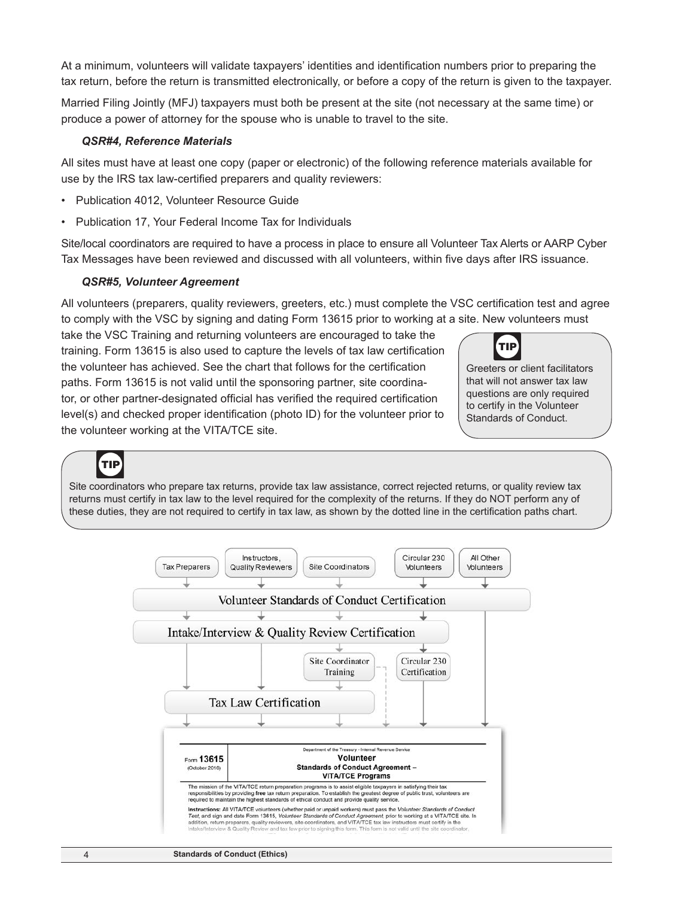At a minimum, volunteers will validate taxpayers' identities and identification numbers prior to preparing the tax return, before the return is transmitted electronically, or before a copy of the return is given to the taxpayer.

Married Filing Jointly (MFJ) taxpayers must both be present at the site (not necessary at the same time) or produce a power of attorney for the spouse who is unable to travel to the site.

### *QSR#4, Reference Materials*

All sites must have at least one copy (paper or electronic) of the following reference materials available for use by the IRS tax law-certified preparers and quality reviewers:

- Publication 4012, Volunteer Resource Guide
- Publication 17, Your Federal Income Tax for Individuals

Site/local coordinators are required to have a process in place to ensure all Volunteer Tax Alerts or AARP Cyber Tax Messages have been reviewed and discussed with all volunteers, within five days after IRS issuance.

### *QSR#5, Volunteer Agreement*

All volunteers (preparers, quality reviewers, greeters, etc.) must complete the VSC certification test and agree to comply with the VSC by signing and dating Form 13615 prior to working at a site. New volunteers must take the VSC Training and returning volunteers are encouraged to take the training. Form 13615 is also used to capture the levels of tax law certification the volunteer has achieved. See the chart that follows for the certification paths. Form 13615 is not valid until the sponsoring partner, site coordinator, or other partner-designated official has verified the required certification level(s) and checked proper identification (photo ID) for the volunteer prior to the volunteer working at the VITA/TCE site.

**TIP**

Greeters or client facilitators that will not answer tax law questions are only required to certify in the Volunteer Standards of Conduct.

**TIP**

Site coordinators who prepare tax returns, provide tax law assistance, correct rejected returns, or quality review tax returns must certify in tax law to the level required for the complexity of the returns. If they do NOT perform any of these duties, they are not required to certify in tax law, as shown by the dotted line in the certification paths chart.

Tax Preparers | Instructors, Quality Reviewers | Site Coordinators | Circular 230 Volunteers | All Other Volunteers

Volunteer Standards of Conduct Certification

Intake/Interview & Quality Review Certification

Site Coordinator Training

Circular 230 Certification

Tax Law Certification

Form **13615** (October 2016)

Department of the Treasury - Internal Revenue Service

**Volunteer**
**Standards of Conduct Agreement –**
**VITA/TCE Programs**

The mission of the VITA/TCE return preparation programs is to assist eligible taxpayers in satisfying their tax responsibilities by providing **free** tax return preparation. To establish the greatest degree of public trust, volunteers are required to maintain the highest standards of ethical conduct and provide quality service.

**Instructions:** All VITA/TCE volunteers (whether paid or unpaid workers) must pass the *Volunteer Standards of Conduct Test*, and sign and date Form 13615, *Volunteer Standards of Conduct Agreement*, prior to working at a VITA/TCE site. In addition, return preparers, quality reviewers, site coordinators, and VITA/TCE tax law instructors must certify in the Intake/Interview & Quality Review and tax law prior to signing this form. This form is not valid until the site coordinator,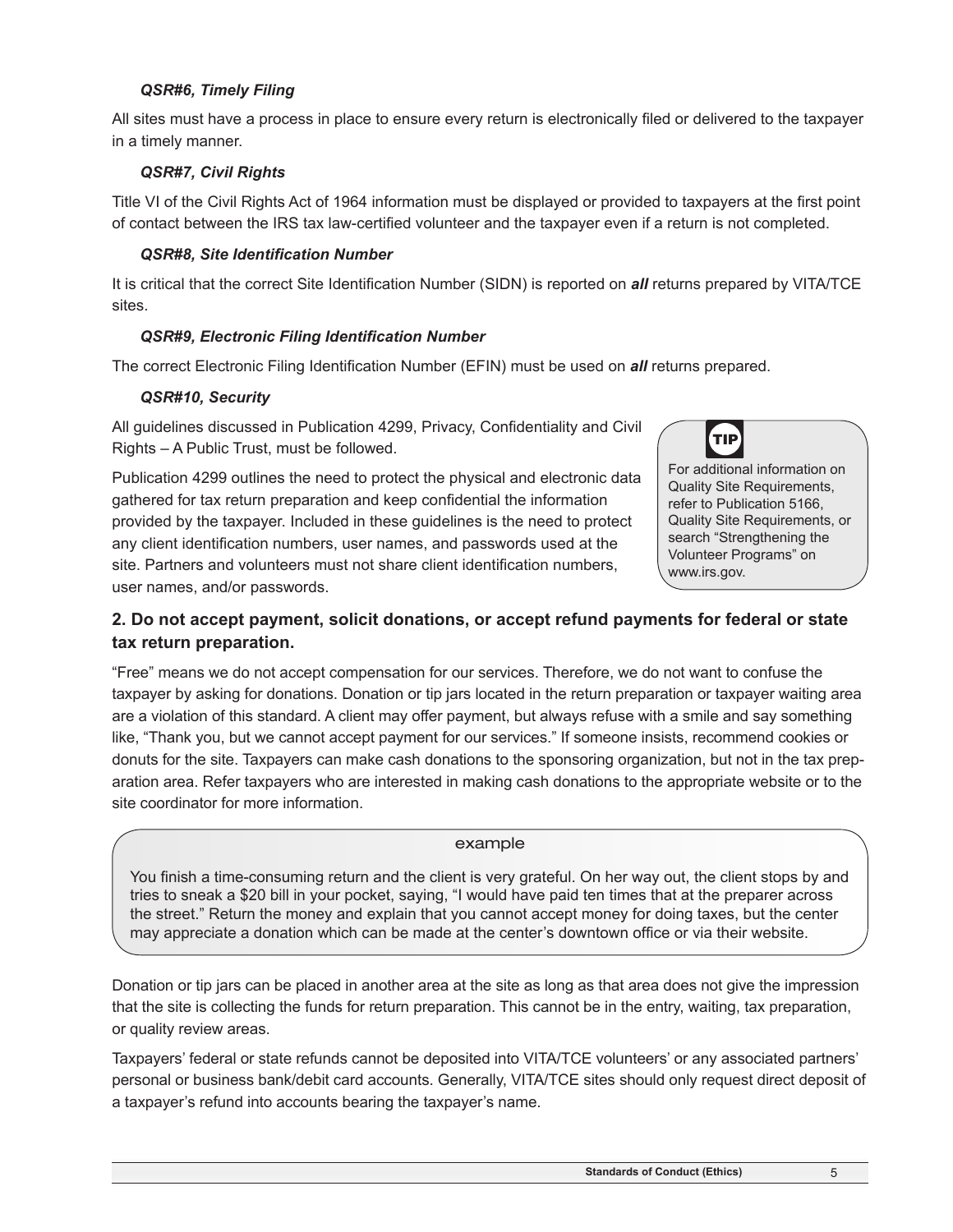*QSR#6, Timely Filing*

All sites must have a process in place to ensure every return is electronically filed or delivered to the taxpayer in a timely manner.

*QSR#7, Civil Rights*

Title VI of the Civil Rights Act of 1964 information must be displayed or provided to taxpayers at the first point of contact between the IRS tax law-certified volunteer and the taxpayer even if a return is not completed.

*QSR#8, Site Identification Number*

It is critical that the correct Site Identification Number (SIDN) is reported on ***all*** returns prepared by VITA/TCE sites.

*QSR#9, Electronic Filing Identification Number*

The correct Electronic Filing Identification Number (EFIN) must be used on ***all*** returns prepared.

*QSR#10, Security*

All guidelines discussed in Publication 4299, Privacy, Confidentiality and Civil Rights – A Public Trust, must be followed.

Publication 4299 outlines the need to protect the physical and electronic data gathered for tax return preparation and keep confidential the information provided by the taxpayer. Included in these guidelines is the need to protect any client identification numbers, user names, and passwords used at the site. Partners and volunteers must not share client identification numbers, user names, and/or passwords.

> **TIP**
>
> For additional information on Quality Site Requirements, refer to Publication 5166, Quality Site Requirements, or search "Strengthening the Volunteer Programs" on www.irs.gov.

## 2. Do not accept payment, solicit donations, or accept refund payments for federal or state tax return preparation.

"Free" means we do not accept compensation for our services. Therefore, we do not want to confuse the taxpayer by asking for donations. Donation or tip jars located in the return preparation or taxpayer waiting area are a violation of this standard. A client may offer payment, but always refuse with a smile and say something like, "Thank you, but we cannot accept payment for our services." If someone insists, recommend cookies or donuts for the site. Taxpayers can make cash donations to the sponsoring organization, but not in the tax preparation area. Refer taxpayers who are interested in making cash donations to the appropriate website or to the site coordinator for more information.

> example
>
> You finish a time-consuming return and the client is very grateful. On her way out, the client stops by and tries to sneak a $20 bill in your pocket, saying, "I would have paid ten times that at the preparer across the street." Return the money and explain that you cannot accept money for doing taxes, but the center may appreciate a donation which can be made at the center's downtown office or via their website.

Donation or tip jars can be placed in another area at the site as long as that area does not give the impression that the site is collecting the funds for return preparation. This cannot be in the entry, waiting, tax preparation, or quality review areas.

Taxpayers' federal or state refunds cannot be deposited into VITA/TCE volunteers' or any associated partners' personal or business bank/debit card accounts. Generally, VITA/TCE sites should only request direct deposit of a taxpayer's refund into accounts bearing the taxpayer's name.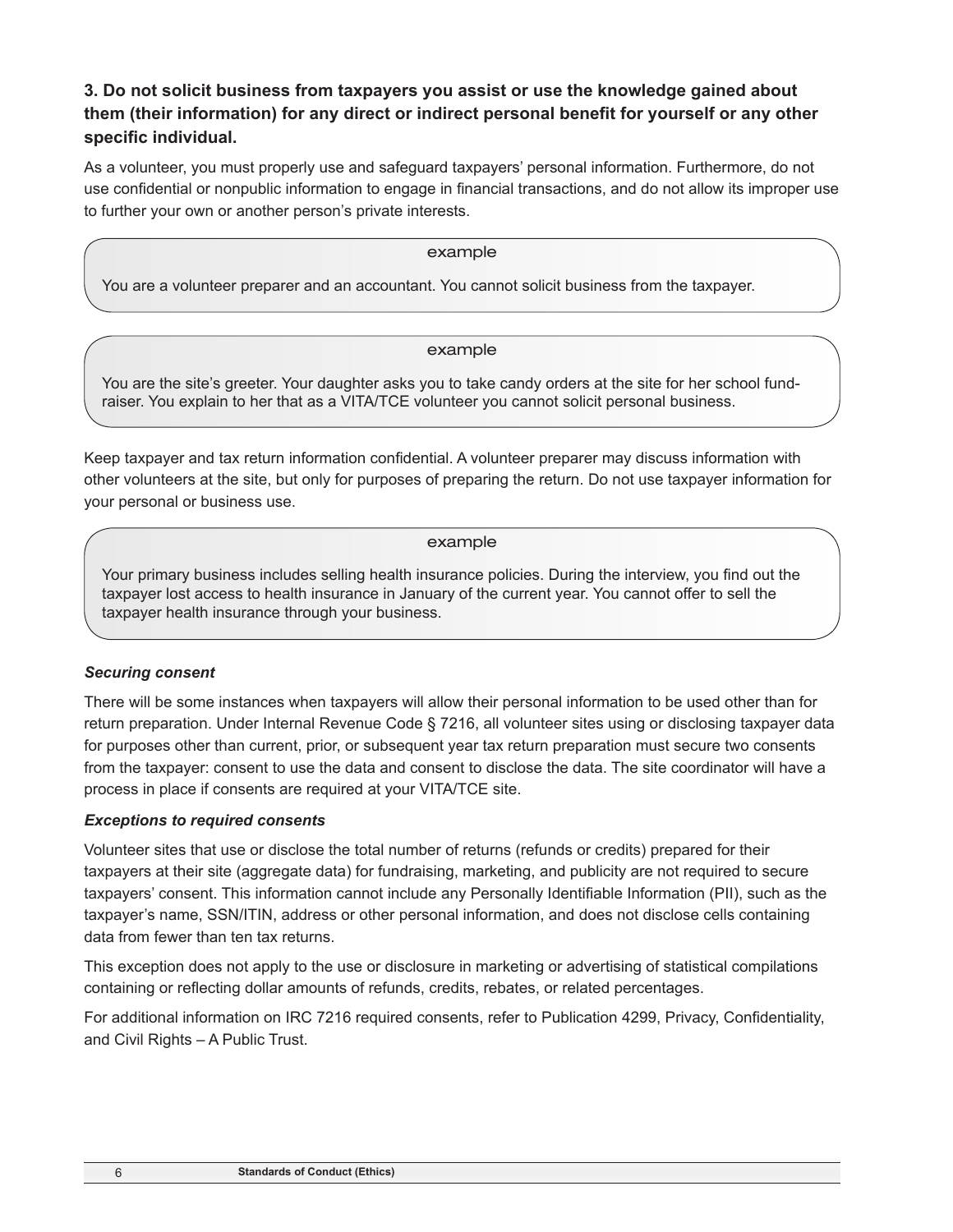### 3. Do not solicit business from taxpayers you assist or use the knowledge gained about them (their information) for any direct or indirect personal benefit for yourself or any other specific individual.

As a volunteer, you must properly use and safeguard taxpayers' personal information. Furthermore, do not use confidential or nonpublic information to engage in financial transactions, and do not allow its improper use to further your own or another person's private interests.

> **example**
>
> You are a volunteer preparer and an accountant. You cannot solicit business from the taxpayer.

> **example**
>
> You are the site's greeter. Your daughter asks you to take candy orders at the site for her school fund-raiser. You explain to her that as a VITA/TCE volunteer you cannot solicit personal business.

Keep taxpayer and tax return information confidential. A volunteer preparer may discuss information with other volunteers at the site, but only for purposes of preparing the return. Do not use taxpayer information for your personal or business use.

> **example**
>
> Your primary business includes selling health insurance policies. During the interview, you find out the taxpayer lost access to health insurance in January of the current year. You cannot offer to sell the taxpayer health insurance through your business.

***Securing consent***

There will be some instances when taxpayers will allow their personal information to be used other than for return preparation. Under Internal Revenue Code § 7216, all volunteer sites using or disclosing taxpayer data for purposes other than current, prior, or subsequent year tax return preparation must secure two consents from the taxpayer: consent to use the data and consent to disclose the data. The site coordinator will have a process in place if consents are required at your VITA/TCE site.

***Exceptions to required consents***

Volunteer sites that use or disclose the total number of returns (refunds or credits) prepared for their taxpayers at their site (aggregate data) for fundraising, marketing, and publicity are not required to secure taxpayers' consent. This information cannot include any Personally Identifiable Information (PII), such as the taxpayer's name, SSN/ITIN, address or other personal information, and does not disclose cells containing data from fewer than ten tax returns.

This exception does not apply to the use or disclosure in marketing or advertising of statistical compilations containing or reflecting dollar amounts of refunds, credits, rebates, or related percentages.

For additional information on IRC 7216 required consents, refer to Publication 4299, Privacy, Confidentiality, and Civil Rights – A Public Trust.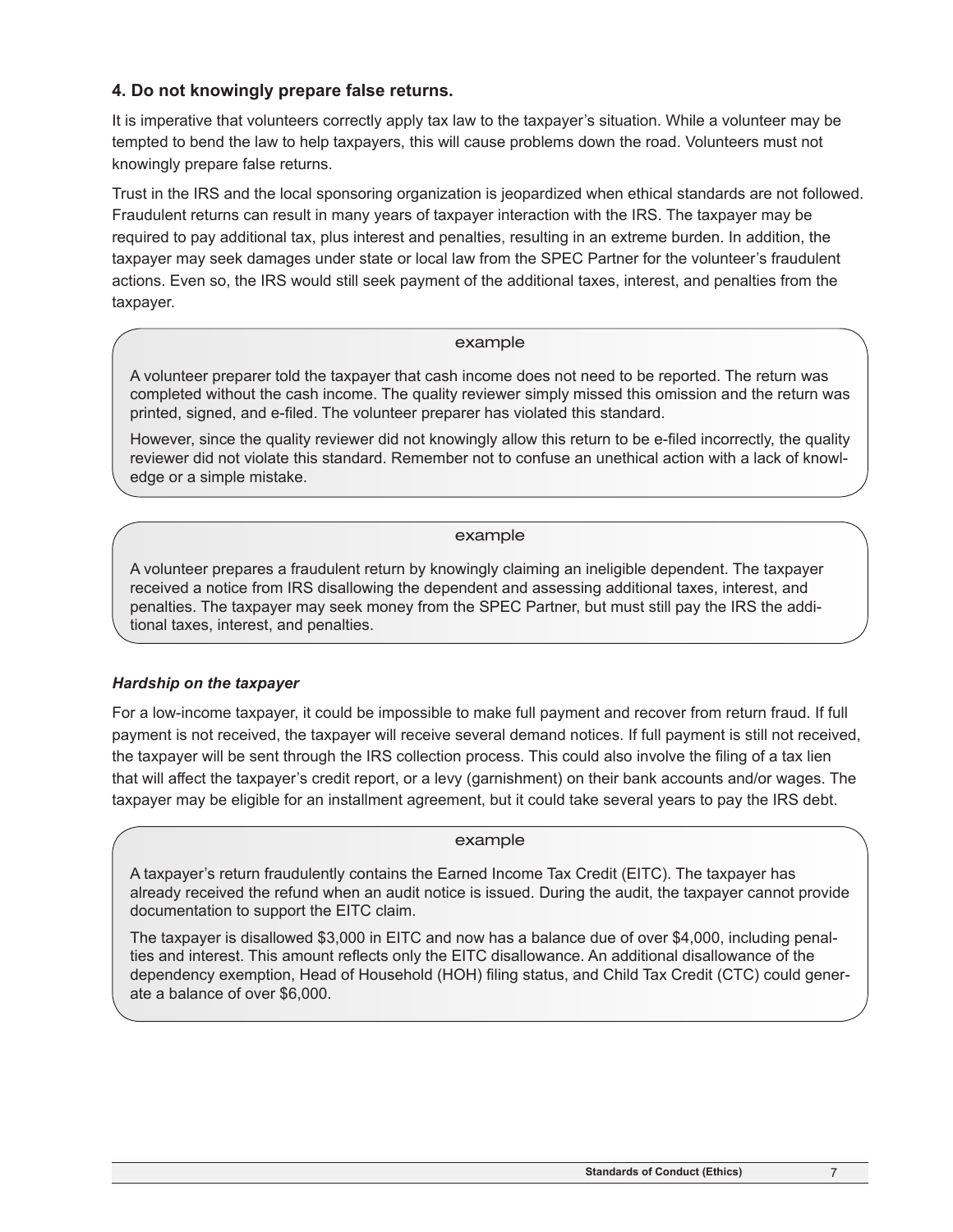## 4. Do not knowingly prepare false returns.

It is imperative that volunteers correctly apply tax law to the taxpayer's situation. While a volunteer may be tempted to bend the law to help taxpayers, this will cause problems down the road. Volunteers must not knowingly prepare false returns.

Trust in the IRS and the local sponsoring organization is jeopardized when ethical standards are not followed. Fraudulent returns can result in many years of taxpayer interaction with the IRS. The taxpayer may be required to pay additional tax, plus interest and penalties, resulting in an extreme burden. In addition, the taxpayer may seek damages under state or local law from the SPEC Partner for the volunteer's fraudulent actions. Even so, the IRS would still seek payment of the additional taxes, interest, and penalties from the taxpayer.

> example
>
> A volunteer preparer told the taxpayer that cash income does not need to be reported. The return was completed without the cash income. The quality reviewer simply missed this omission and the return was printed, signed, and e-filed. The volunteer preparer has violated this standard.
>
> However, since the quality reviewer did not knowingly allow this return to be e-filed incorrectly, the quality reviewer did not violate this standard. Remember not to confuse an unethical action with a lack of knowledge or a simple mistake.

> example
>
> A volunteer prepares a fraudulent return by knowingly claiming an ineligible dependent. The taxpayer received a notice from IRS disallowing the dependent and assessing additional taxes, interest, and penalties. The taxpayer may seek money from the SPEC Partner, but must still pay the IRS the additional taxes, interest, and penalties.

### *Hardship on the taxpayer*

For a low-income taxpayer, it could be impossible to make full payment and recover from return fraud. If full payment is not received, the taxpayer will receive several demand notices. If full payment is still not received, the taxpayer will be sent through the IRS collection process. This could also involve the filing of a tax lien that will affect the taxpayer's credit report, or a levy (garnishment) on their bank accounts and/or wages. The taxpayer may be eligible for an installment agreement, but it could take several years to pay the IRS debt.

> example
>
> A taxpayer's return fraudulently contains the Earned Income Tax Credit (EITC). The taxpayer has already received the refund when an audit notice is issued. During the audit, the taxpayer cannot provide documentation to support the EITC claim.
>
> The taxpayer is disallowed $3,000 in EITC and now has a balance due of over $4,000, including penalties and interest. This amount reflects only the EITC disallowance. An additional disallowance of the dependency exemption, Head of Household (HOH) filing status, and Child Tax Credit (CTC) could generate a balance of over $6,000.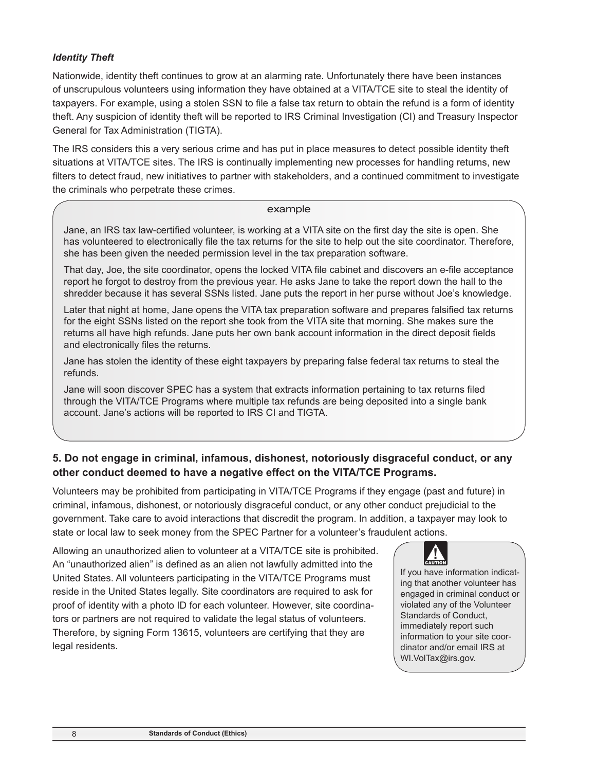***Identity Theft***

Nationwide, identity theft continues to grow at an alarming rate. Unfortunately there have been instances of unscrupulous volunteers using information they have obtained at a VITA/TCE site to steal the identity of taxpayers. For example, using a stolen SSN to file a false tax return to obtain the refund is a form of identity theft. Any suspicion of identity theft will be reported to IRS Criminal Investigation (CI) and Treasury Inspector General for Tax Administration (TIGTA).

The IRS considers this a very serious crime and has put in place measures to detect possible identity theft situations at VITA/TCE sites. The IRS is continually implementing new processes for handling returns, new filters to detect fraud, new initiatives to partner with stakeholders, and a continued commitment to investigate the criminals who perpetrate these crimes.

> example
>
> Jane, an IRS tax law-certified volunteer, is working at a VITA site on the first day the site is open. She has volunteered to electronically file the tax returns for the site to help out the site coordinator. Therefore, she has been given the needed permission level in the tax preparation software.
>
> That day, Joe, the site coordinator, opens the locked VITA file cabinet and discovers an e-file acceptance report he forgot to destroy from the previous year. He asks Jane to take the report down the hall to the shredder because it has several SSNs listed. Jane puts the report in her purse without Joe's knowledge.
>
> Later that night at home, Jane opens the VITA tax preparation software and prepares falsified tax returns for the eight SSNs listed on the report she took from the VITA site that morning. She makes sure the returns all have high refunds. Jane puts her own bank account information in the direct deposit fields and electronically files the returns.
>
> Jane has stolen the identity of these eight taxpayers by preparing false federal tax returns to steal the refunds.
>
> Jane will soon discover SPEC has a system that extracts information pertaining to tax returns filed through the VITA/TCE Programs where multiple tax refunds are being deposited into a single bank account. Jane's actions will be reported to IRS CI and TIGTA.

### 5. Do not engage in criminal, infamous, dishonest, notoriously disgraceful conduct, or any other conduct deemed to have a negative effect on the VITA/TCE Programs.

Volunteers may be prohibited from participating in VITA/TCE Programs if they engage (past and future) in criminal, infamous, dishonest, or notoriously disgraceful conduct, or any other conduct prejudicial to the government. Take care to avoid interactions that discredit the program. In addition, a taxpayer may look to state or local law to seek money from the SPEC Partner for a volunteer's fraudulent actions.

Allowing an unauthorized alien to volunteer at a VITA/TCE site is prohibited. An "unauthorized alien" is defined as an alien not lawfully admitted into the United States. All volunteers participating in the VITA/TCE Programs must reside in the United States legally. Site coordinators are required to ask for proof of identity with a photo ID for each volunteer. However, site coordinators or partners are not required to validate the legal status of volunteers. Therefore, by signing Form 13615, volunteers are certifying that they are legal residents.

> CAUTION
>
> If you have information indicating that another volunteer has engaged in criminal conduct or violated any of the Volunteer Standards of Conduct, immediately report such information to your site coordinator and/or email IRS at WI.VolTax@irs.gov.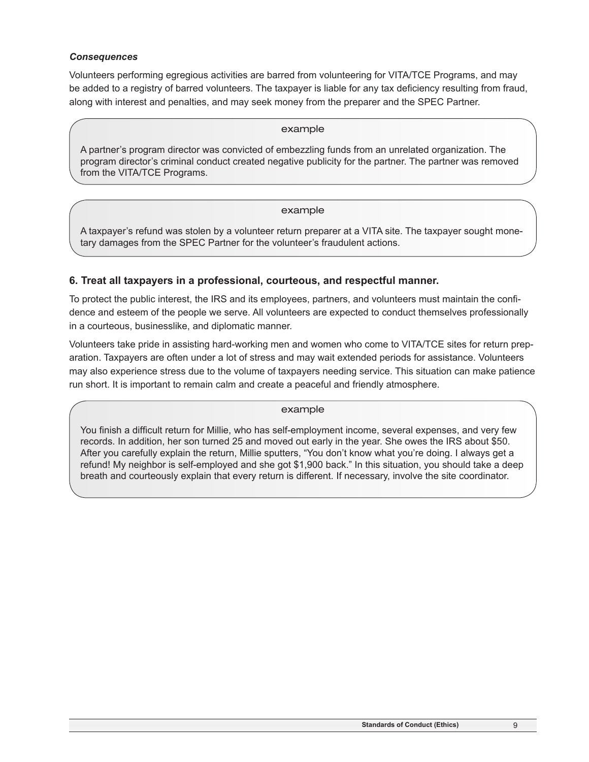***Consequences***

Volunteers performing egregious activities are barred from volunteering for VITA/TCE Programs, and may be added to a registry of barred volunteers. The taxpayer is liable for any tax deficiency resulting from fraud, along with interest and penalties, and may seek money from the preparer and the SPEC Partner.

> example
>
> A partner's program director was convicted of embezzling funds from an unrelated organization. The program director's criminal conduct created negative publicity for the partner. The partner was removed from the VITA/TCE Programs.

> example
>
> A taxpayer's refund was stolen by a volunteer return preparer at a VITA site. The taxpayer sought monetary damages from the SPEC Partner for the volunteer's fraudulent actions.

### 6. Treat all taxpayers in a professional, courteous, and respectful manner.

To protect the public interest, the IRS and its employees, partners, and volunteers must maintain the confidence and esteem of the people we serve. All volunteers are expected to conduct themselves professionally in a courteous, businesslike, and diplomatic manner.

Volunteers take pride in assisting hard-working men and women who come to VITA/TCE sites for return preparation. Taxpayers are often under a lot of stress and may wait extended periods for assistance. Volunteers may also experience stress due to the volume of taxpayers needing service. This situation can make patience run short. It is important to remain calm and create a peaceful and friendly atmosphere.

> example
>
> You finish a difficult return for Millie, who has self-employment income, several expenses, and very few records. In addition, her son turned 25 and moved out early in the year. She owes the IRS about $50. After you carefully explain the return, Millie sputters, "You don't know what you're doing. I always get a refund! My neighbor is self-employed and she got $1,900 back." In this situation, you should take a deep breath and courteously explain that every return is different. If necessary, involve the site coordinator.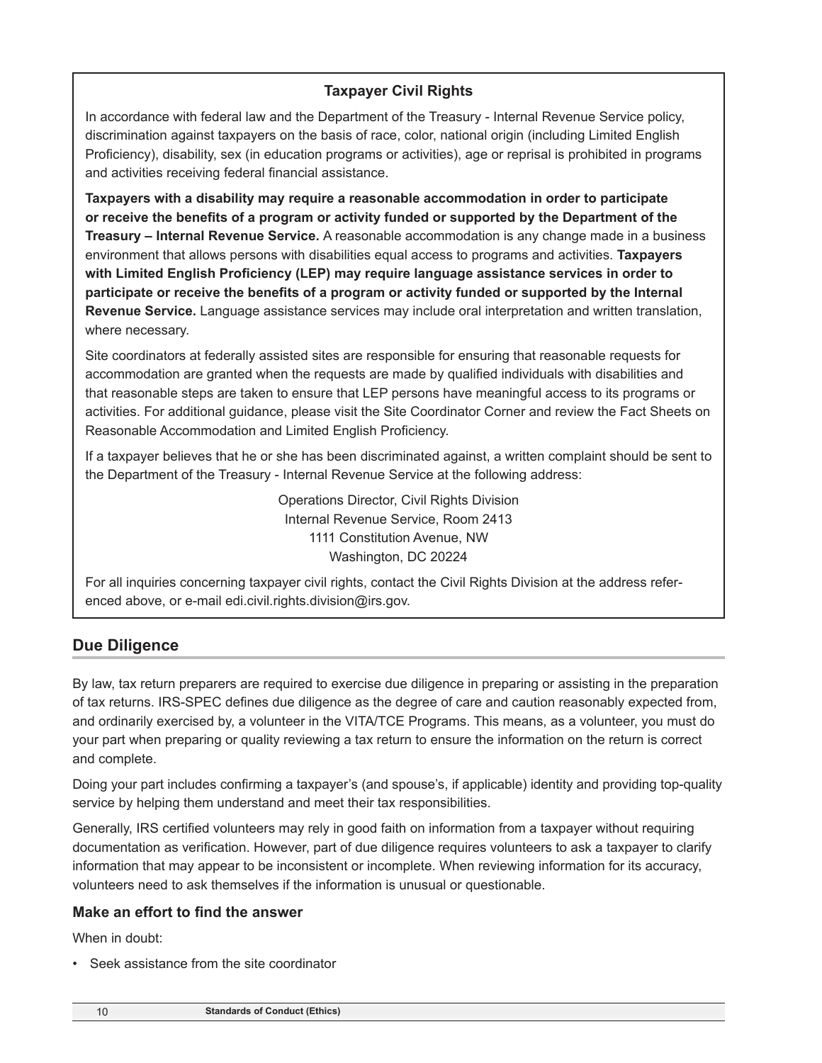### Taxpayer Civil Rights

In accordance with federal law and the Department of the Treasury - Internal Revenue Service policy, discrimination against taxpayers on the basis of race, color, national origin (including Limited English Proficiency), disability, sex (in education programs or activities), age or reprisal is prohibited in programs and activities receiving federal financial assistance.

**Taxpayers with a disability may require a reasonable accommodation in order to participate or receive the benefits of a program or activity funded or supported by the Department of the Treasury – Internal Revenue Service.** A reasonable accommodation is any change made in a business environment that allows persons with disabilities equal access to programs and activities. **Taxpayers with Limited English Proficiency (LEP) may require language assistance services in order to participate or receive the benefits of a program or activity funded or supported by the Internal Revenue Service.** Language assistance services may include oral interpretation and written translation, where necessary.

Site coordinators at federally assisted sites are responsible for ensuring that reasonable requests for accommodation are granted when the requests are made by qualified individuals with disabilities and that reasonable steps are taken to ensure that LEP persons have meaningful access to its programs or activities. For additional guidance, please visit the Site Coordinator Corner and review the Fact Sheets on Reasonable Accommodation and Limited English Proficiency.

If a taxpayer believes that he or she has been discriminated against, a written complaint should be sent to the Department of the Treasury - Internal Revenue Service at the following address:

Operations Director, Civil Rights Division
Internal Revenue Service, Room 2413
1111 Constitution Avenue, NW
Washington, DC 20224

For all inquiries concerning taxpayer civil rights, contact the Civil Rights Division at the address referenced above, or e-mail edi.civil.rights.division@irs.gov.

## Due Diligence

By law, tax return preparers are required to exercise due diligence in preparing or assisting in the preparation of tax returns. IRS-SPEC defines due diligence as the degree of care and caution reasonably expected from, and ordinarily exercised by, a volunteer in the VITA/TCE Programs. This means, as a volunteer, you must do your part when preparing or quality reviewing a tax return to ensure the information on the return is correct and complete.

Doing your part includes confirming a taxpayer's (and spouse's, if applicable) identity and providing top-quality service by helping them understand and meet their tax responsibilities.

Generally, IRS certified volunteers may rely in good faith on information from a taxpayer without requiring documentation as verification. However, part of due diligence requires volunteers to ask a taxpayer to clarify information that may appear to be inconsistent or incomplete. When reviewing information for its accuracy, volunteers need to ask themselves if the information is unusual or questionable.

### Make an effort to find the answer

When in doubt:

- Seek assistance from the site coordinator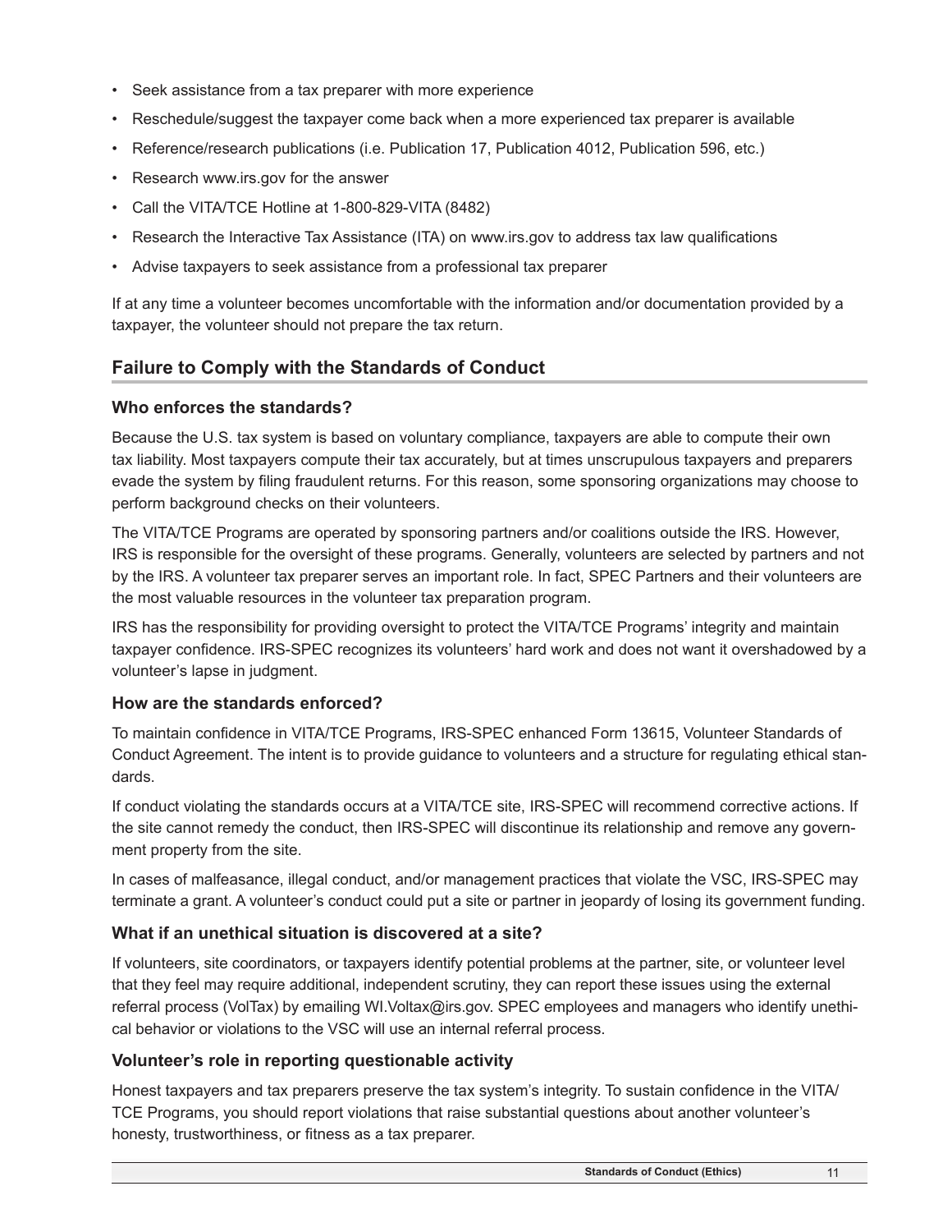- Seek assistance from a tax preparer with more experience
- Reschedule/suggest the taxpayer come back when a more experienced tax preparer is available
- Reference/research publications (i.e. Publication 17, Publication 4012, Publication 596, etc.)
- Research www.irs.gov for the answer
- Call the VITA/TCE Hotline at 1-800-829-VITA (8482)
- Research the Interactive Tax Assistance (ITA) on www.irs.gov to address tax law qualifications
- Advise taxpayers to seek assistance from a professional tax preparer

If at any time a volunteer becomes uncomfortable with the information and/or documentation provided by a taxpayer, the volunteer should not prepare the tax return.

## Failure to Comply with the Standards of Conduct

### Who enforces the standards?

Because the U.S. tax system is based on voluntary compliance, taxpayers are able to compute their own tax liability. Most taxpayers compute their tax accurately, but at times unscrupulous taxpayers and preparers evade the system by filing fraudulent returns. For this reason, some sponsoring organizations may choose to perform background checks on their volunteers.

The VITA/TCE Programs are operated by sponsoring partners and/or coalitions outside the IRS. However, IRS is responsible for the oversight of these programs. Generally, volunteers are selected by partners and not by the IRS. A volunteer tax preparer serves an important role. In fact, SPEC Partners and their volunteers are the most valuable resources in the volunteer tax preparation program.

IRS has the responsibility for providing oversight to protect the VITA/TCE Programs' integrity and maintain taxpayer confidence. IRS-SPEC recognizes its volunteers' hard work and does not want it overshadowed by a volunteer's lapse in judgment.

### How are the standards enforced?

To maintain confidence in VITA/TCE Programs, IRS-SPEC enhanced Form 13615, Volunteer Standards of Conduct Agreement. The intent is to provide guidance to volunteers and a structure for regulating ethical standards.

If conduct violating the standards occurs at a VITA/TCE site, IRS-SPEC will recommend corrective actions. If the site cannot remedy the conduct, then IRS-SPEC will discontinue its relationship and remove any government property from the site.

In cases of malfeasance, illegal conduct, and/or management practices that violate the VSC, IRS-SPEC may terminate a grant. A volunteer's conduct could put a site or partner in jeopardy of losing its government funding.

### What if an unethical situation is discovered at a site?

If volunteers, site coordinators, or taxpayers identify potential problems at the partner, site, or volunteer level that they feel may require additional, independent scrutiny, they can report these issues using the external referral process (VolTax) by emailing WI.Voltax@irs.gov. SPEC employees and managers who identify unethical behavior or violations to the VSC will use an internal referral process.

### Volunteer's role in reporting questionable activity

Honest taxpayers and tax preparers preserve the tax system's integrity. To sustain confidence in the VITA/TCE Programs, you should report violations that raise substantial questions about another volunteer's honesty, trustworthiness, or fitness as a tax preparer.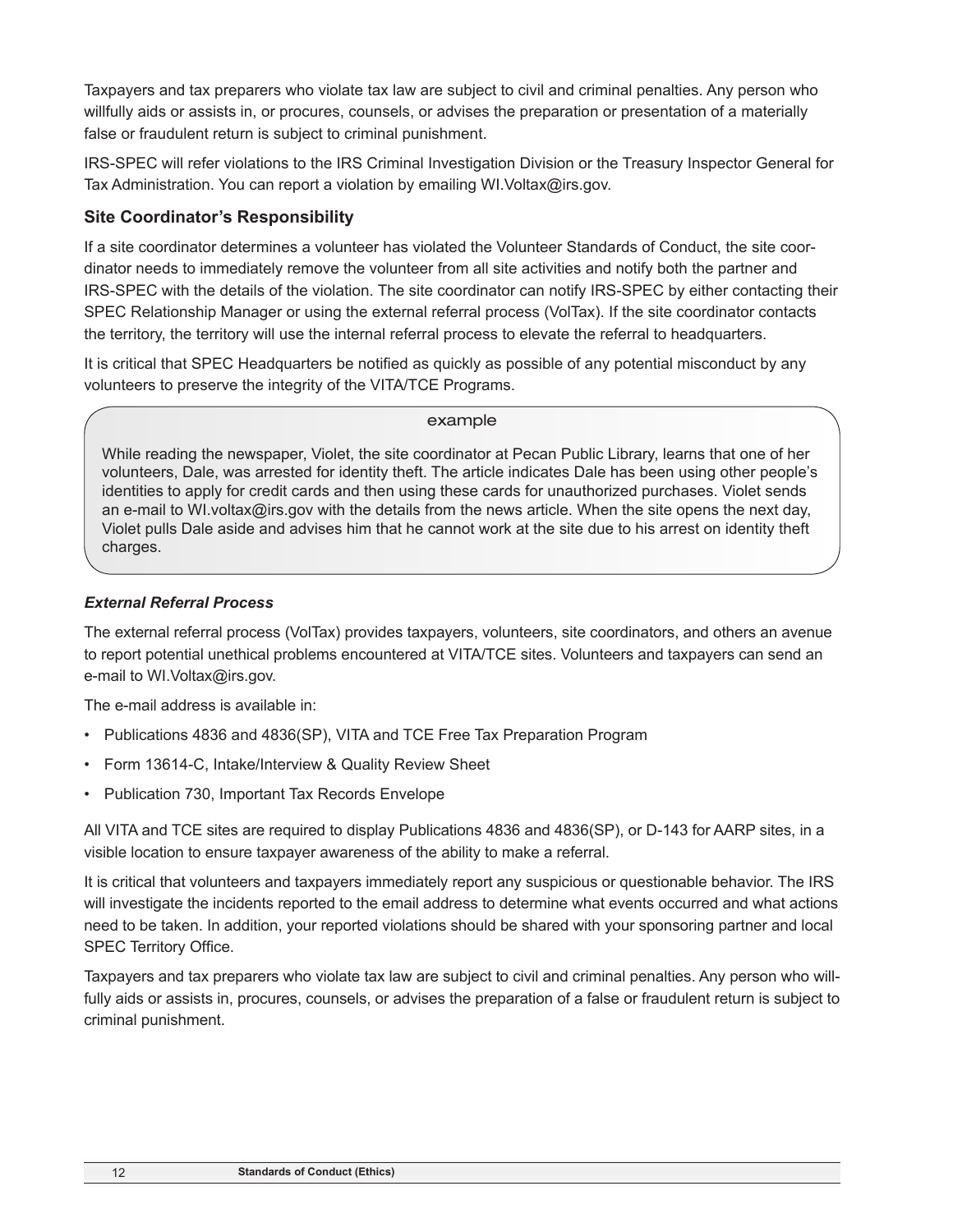Taxpayers and tax preparers who violate tax law are subject to civil and criminal penalties. Any person who willfully aids or assists in, or procures, counsels, or advises the preparation or presentation of a materially false or fraudulent return is subject to criminal punishment.

IRS-SPEC will refer violations to the IRS Criminal Investigation Division or the Treasury Inspector General for Tax Administration. You can report a violation by emailing WI.Voltax@irs.gov.

### Site Coordinator's Responsibility

If a site coordinator determines a volunteer has violated the Volunteer Standards of Conduct, the site coordinator needs to immediately remove the volunteer from all site activities and notify both the partner and IRS-SPEC with the details of the violation. The site coordinator can notify IRS-SPEC by either contacting their SPEC Relationship Manager or using the external referral process (VolTax). If the site coordinator contacts the territory, the territory will use the internal referral process to elevate the referral to headquarters.

It is critical that SPEC Headquarters be notified as quickly as possible of any potential misconduct by any volunteers to preserve the integrity of the VITA/TCE Programs.

> example
>
> While reading the newspaper, Violet, the site coordinator at Pecan Public Library, learns that one of her volunteers, Dale, was arrested for identity theft. The article indicates Dale has been using other people's identities to apply for credit cards and then using these cards for unauthorized purchases. Violet sends an e-mail to WI.voltax@irs.gov with the details from the news article. When the site opens the next day, Violet pulls Dale aside and advises him that he cannot work at the site due to his arrest on identity theft charges.

#### *External Referral Process*

The external referral process (VolTax) provides taxpayers, volunteers, site coordinators, and others an avenue to report potential unethical problems encountered at VITA/TCE sites. Volunteers and taxpayers can send an e-mail to WI.Voltax@irs.gov.

The e-mail address is available in:

- Publications 4836 and 4836(SP), VITA and TCE Free Tax Preparation Program
- Form 13614-C, Intake/Interview & Quality Review Sheet
- Publication 730, Important Tax Records Envelope

All VITA and TCE sites are required to display Publications 4836 and 4836(SP), or D-143 for AARP sites, in a visible location to ensure taxpayer awareness of the ability to make a referral.

It is critical that volunteers and taxpayers immediately report any suspicious or questionable behavior. The IRS will investigate the incidents reported to the email address to determine what events occurred and what actions need to be taken. In addition, your reported violations should be shared with your sponsoring partner and local SPEC Territory Office.

Taxpayers and tax preparers who violate tax law are subject to civil and criminal penalties. Any person who willfully aids or assists in, procures, counsels, or advises the preparation of a false or fraudulent return is subject to criminal punishment.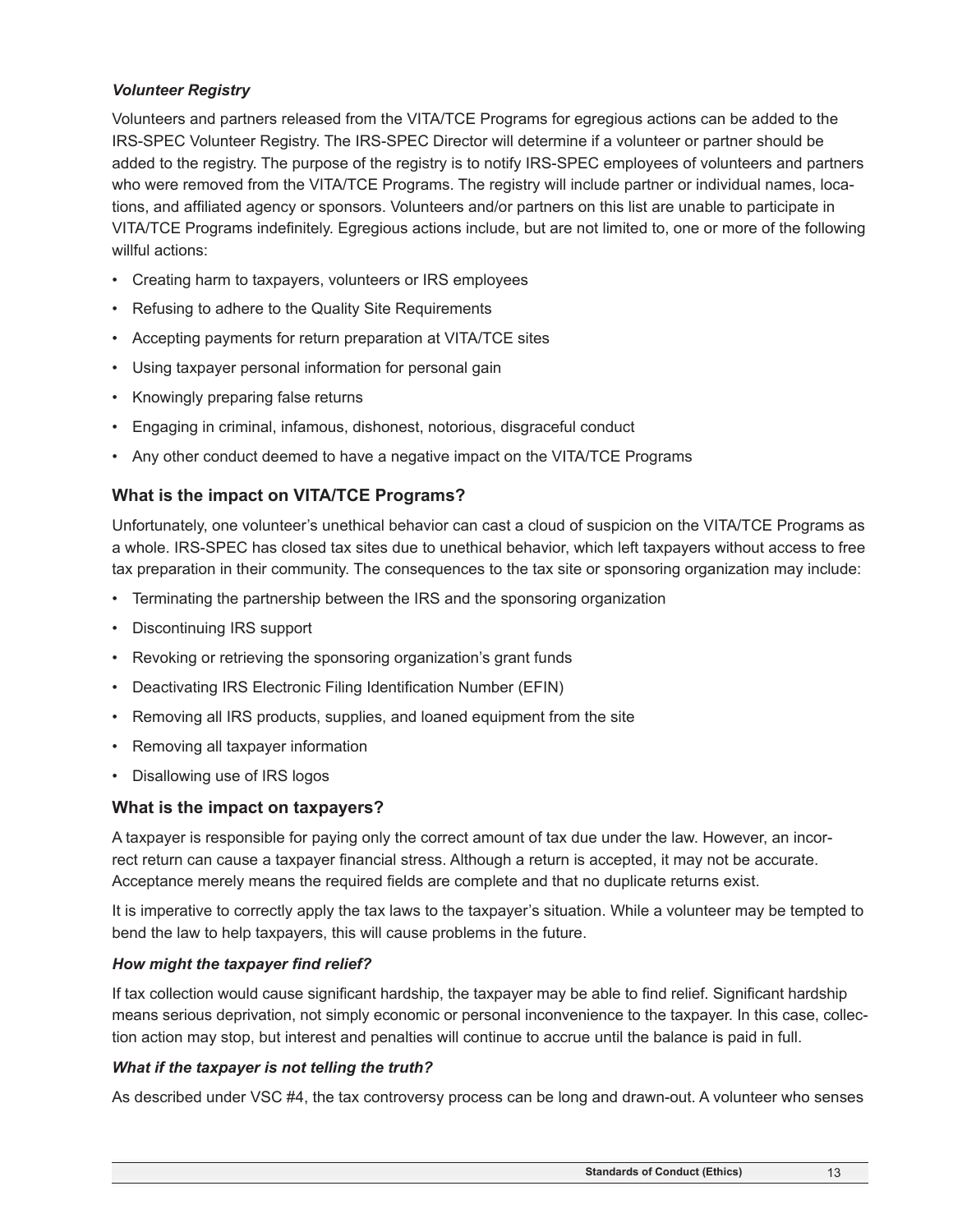### *Volunteer Registry*

Volunteers and partners released from the VITA/TCE Programs for egregious actions can be added to the IRS-SPEC Volunteer Registry. The IRS-SPEC Director will determine if a volunteer or partner should be added to the registry. The purpose of the registry is to notify IRS-SPEC employees of volunteers and partners who were removed from the VITA/TCE Programs. The registry will include partner or individual names, locations, and affiliated agency or sponsors. Volunteers and/or partners on this list are unable to participate in VITA/TCE Programs indefinitely. Egregious actions include, but are not limited to, one or more of the following willful actions:

- Creating harm to taxpayers, volunteers or IRS employees
- Refusing to adhere to the Quality Site Requirements
- Accepting payments for return preparation at VITA/TCE sites
- Using taxpayer personal information for personal gain
- Knowingly preparing false returns
- Engaging in criminal, infamous, dishonest, notorious, disgraceful conduct
- Any other conduct deemed to have a negative impact on the VITA/TCE Programs

## What is the impact on VITA/TCE Programs?

Unfortunately, one volunteer's unethical behavior can cast a cloud of suspicion on the VITA/TCE Programs as a whole. IRS-SPEC has closed tax sites due to unethical behavior, which left taxpayers without access to free tax preparation in their community. The consequences to the tax site or sponsoring organization may include:

- Terminating the partnership between the IRS and the sponsoring organization
- Discontinuing IRS support
- Revoking or retrieving the sponsoring organization's grant funds
- Deactivating IRS Electronic Filing Identification Number (EFIN)
- Removing all IRS products, supplies, and loaned equipment from the site
- Removing all taxpayer information
- Disallowing use of IRS logos

## What is the impact on taxpayers?

A taxpayer is responsible for paying only the correct amount of tax due under the law. However, an incorrect return can cause a taxpayer financial stress. Although a return is accepted, it may not be accurate. Acceptance merely means the required fields are complete and that no duplicate returns exist.

It is imperative to correctly apply the tax laws to the taxpayer's situation. While a volunteer may be tempted to bend the law to help taxpayers, this will cause problems in the future.

### *How might the taxpayer find relief?*

If tax collection would cause significant hardship, the taxpayer may be able to find relief. Significant hardship means serious deprivation, not simply economic or personal inconvenience to the taxpayer. In this case, collection action may stop, but interest and penalties will continue to accrue until the balance is paid in full.

### *What if the taxpayer is not telling the truth?*

As described under VSC #4, the tax controversy process can be long and drawn-out. A volunteer who senses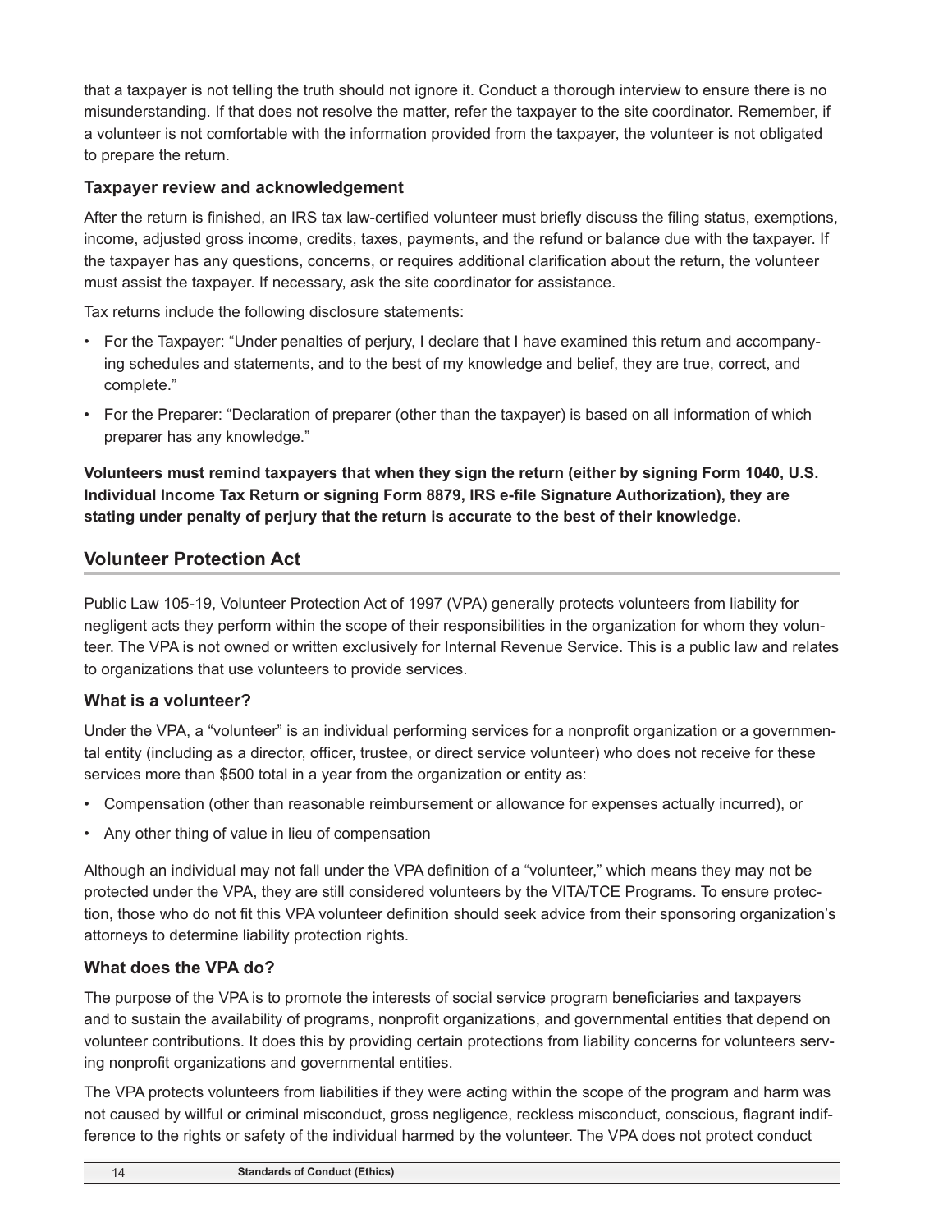that a taxpayer is not telling the truth should not ignore it. Conduct a thorough interview to ensure there is no misunderstanding. If that does not resolve the matter, refer the taxpayer to the site coordinator. Remember, if a volunteer is not comfortable with the information provided from the taxpayer, the volunteer is not obligated to prepare the return.

### Taxpayer review and acknowledgement

After the return is finished, an IRS tax law-certified volunteer must briefly discuss the filing status, exemptions, income, adjusted gross income, credits, taxes, payments, and the refund or balance due with the taxpayer. If the taxpayer has any questions, concerns, or requires additional clarification about the return, the volunteer must assist the taxpayer. If necessary, ask the site coordinator for assistance.

Tax returns include the following disclosure statements:

- For the Taxpayer: "Under penalties of perjury, I declare that I have examined this return and accompanying schedules and statements, and to the best of my knowledge and belief, they are true, correct, and complete."
- For the Preparer: "Declaration of preparer (other than the taxpayer) is based on all information of which preparer has any knowledge."

**Volunteers must remind taxpayers that when they sign the return (either by signing Form 1040, U.S. Individual Income Tax Return or signing Form 8879, IRS e-file Signature Authorization), they are stating under penalty of perjury that the return is accurate to the best of their knowledge.**

## Volunteer Protection Act

Public Law 105-19, Volunteer Protection Act of 1997 (VPA) generally protects volunteers from liability for negligent acts they perform within the scope of their responsibilities in the organization for whom they volunteer. The VPA is not owned or written exclusively for Internal Revenue Service. This is a public law and relates to organizations that use volunteers to provide services.

### What is a volunteer?

Under the VPA, a "volunteer" is an individual performing services for a nonprofit organization or a governmental entity (including as a director, officer, trustee, or direct service volunteer) who does not receive for these services more than $500 total in a year from the organization or entity as:

- Compensation (other than reasonable reimbursement or allowance for expenses actually incurred), or
- Any other thing of value in lieu of compensation

Although an individual may not fall under the VPA definition of a "volunteer," which means they may not be protected under the VPA, they are still considered volunteers by the VITA/TCE Programs. To ensure protection, those who do not fit this VPA volunteer definition should seek advice from their sponsoring organization's attorneys to determine liability protection rights.

### What does the VPA do?

The purpose of the VPA is to promote the interests of social service program beneficiaries and taxpayers and to sustain the availability of programs, nonprofit organizations, and governmental entities that depend on volunteer contributions. It does this by providing certain protections from liability concerns for volunteers serving nonprofit organizations and governmental entities.

The VPA protects volunteers from liabilities if they were acting within the scope of the program and harm was not caused by willful or criminal misconduct, gross negligence, reckless misconduct, conscious, flagrant indifference to the rights or safety of the individual harmed by the volunteer. The VPA does not protect conduct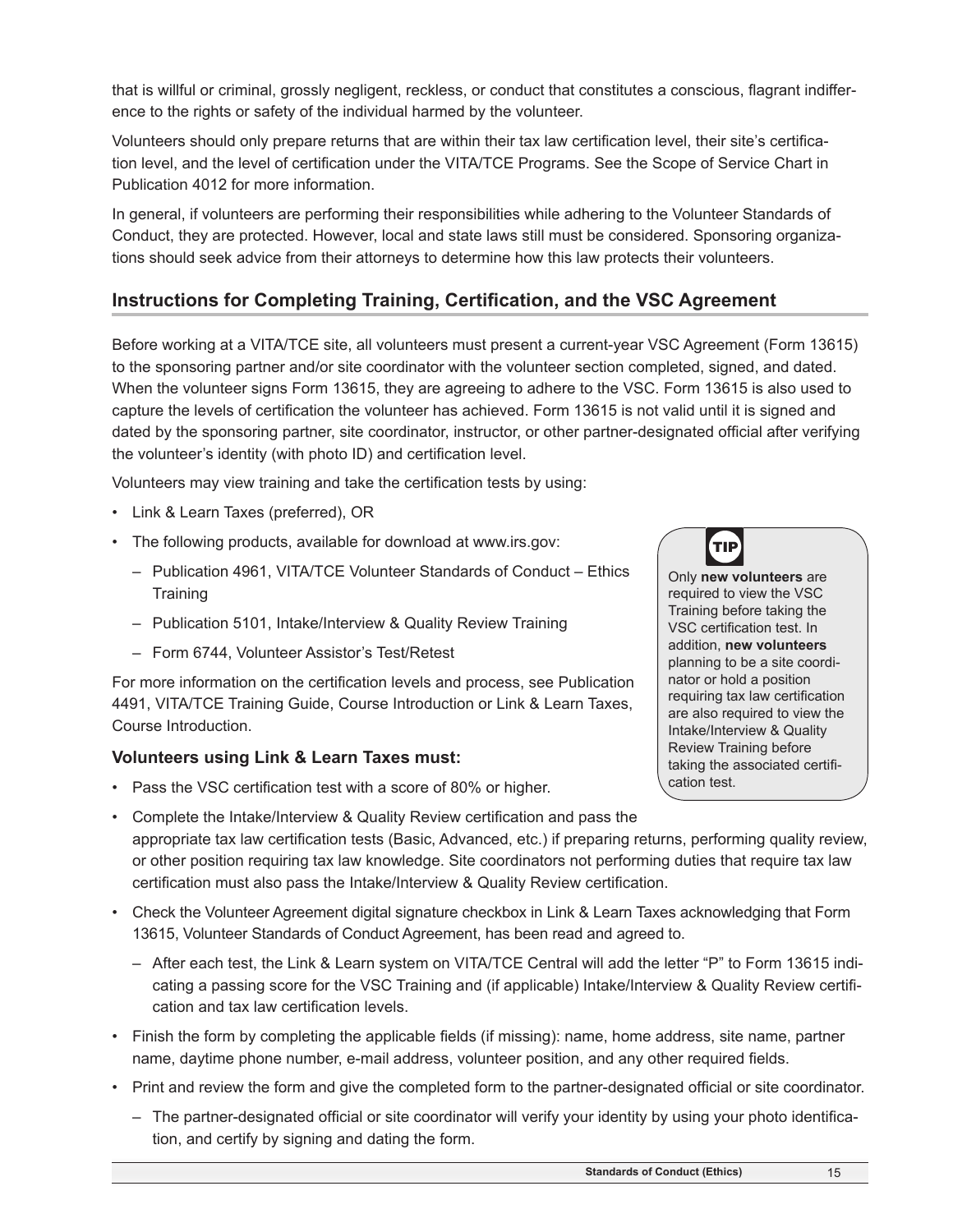that is willful or criminal, grossly negligent, reckless, or conduct that constitutes a conscious, flagrant indifference to the rights or safety of the individual harmed by the volunteer.

Volunteers should only prepare returns that are within their tax law certification level, their site's certification level, and the level of certification under the VITA/TCE Programs. See the Scope of Service Chart in Publication 4012 for more information.

In general, if volunteers are performing their responsibilities while adhering to the Volunteer Standards of Conduct, they are protected. However, local and state laws still must be considered. Sponsoring organizations should seek advice from their attorneys to determine how this law protects their volunteers.

## Instructions for Completing Training, Certification, and the VSC Agreement

Before working at a VITA/TCE site, all volunteers must present a current-year VSC Agreement (Form 13615) to the sponsoring partner and/or site coordinator with the volunteer section completed, signed, and dated. When the volunteer signs Form 13615, they are agreeing to adhere to the VSC. Form 13615 is also used to capture the levels of certification the volunteer has achieved. Form 13615 is not valid until it is signed and dated by the sponsoring partner, site coordinator, instructor, or other partner-designated official after verifying the volunteer's identity (with photo ID) and certification level.

Volunteers may view training and take the certification tests by using:

- Link & Learn Taxes (preferred), OR
- The following products, available for download at www.irs.gov:
  - Publication 4961, VITA/TCE Volunteer Standards of Conduct – Ethics Training
  - Publication 5101, Intake/Interview & Quality Review Training
  - Form 6744, Volunteer Assistor's Test/Retest

For more information on the certification levels and process, see Publication 4491, VITA/TCE Training Guide, Course Introduction or Link & Learn Taxes, Course Introduction.

> **TIP**
>
> Only **new volunteers** are required to view the VSC Training before taking the VSC certification test. In addition, **new volunteers** planning to be a site coordinator or hold a position requiring tax law certification are also required to view the Intake/Interview & Quality Review Training before taking the associated certification test.

### Volunteers using Link & Learn Taxes must:

- Pass the VSC certification test with a score of 80% or higher.
- Complete the Intake/Interview & Quality Review certification and pass the appropriate tax law certification tests (Basic, Advanced, etc.) if preparing returns, performing quality review, or other position requiring tax law knowledge. Site coordinators not performing duties that require tax law certification must also pass the Intake/Interview & Quality Review certification.
- Check the Volunteer Agreement digital signature checkbox in Link & Learn Taxes acknowledging that Form 13615, Volunteer Standards of Conduct Agreement, has been read and agreed to.
  - After each test, the Link & Learn system on VITA/TCE Central will add the letter "P" to Form 13615 indicating a passing score for the VSC Training and (if applicable) Intake/Interview & Quality Review certification and tax law certification levels.
- Finish the form by completing the applicable fields (if missing): name, home address, site name, partner name, daytime phone number, e-mail address, volunteer position, and any other required fields.
- Print and review the form and give the completed form to the partner-designated official or site coordinator.
  - The partner-designated official or site coordinator will verify your identity by using your photo identification, and certify by signing and dating the form.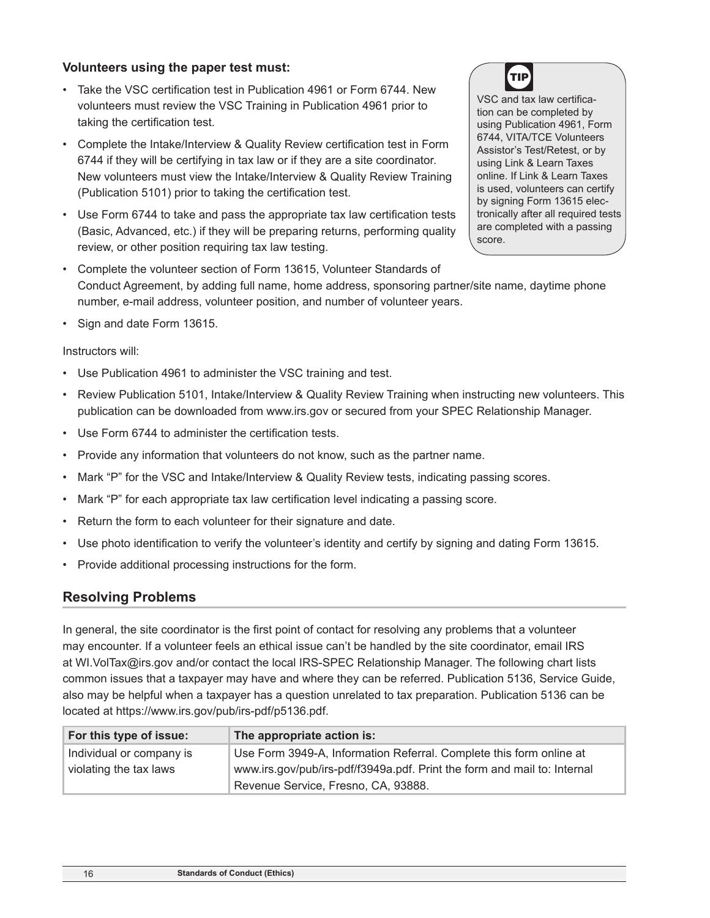**Volunteers using the paper test must:**

- Take the VSC certification test in Publication 4961 or Form 6744. New volunteers must review the VSC Training in Publication 4961 prior to taking the certification test.
- Complete the Intake/Interview & Quality Review certification test in Form 6744 if they will be certifying in tax law or if they are a site coordinator. New volunteers must view the Intake/Interview & Quality Review Training (Publication 5101) prior to taking the certification test.
- Use Form 6744 to take and pass the appropriate tax law certification tests (Basic, Advanced, etc.) if they will be preparing returns, performing quality review, or other position requiring tax law testing.
- Complete the volunteer section of Form 13615, Volunteer Standards of Conduct Agreement, by adding full name, home address, sponsoring partner/site name, daytime phone number, e-mail address, volunteer position, and number of volunteer years.
- Sign and date Form 13615.

> **TIP**
>
> VSC and tax law certification can be completed by using Publication 4961, Form 6744, VITA/TCE Volunteers Assistor's Test/Retest, or by using Link & Learn Taxes online. If Link & Learn Taxes is used, volunteers can certify by signing Form 13615 electronically after all required tests are completed with a passing score.

Instructors will:

- Use Publication 4961 to administer the VSC training and test.
- Review Publication 5101, Intake/Interview & Quality Review Training when instructing new volunteers. This publication can be downloaded from www.irs.gov or secured from your SPEC Relationship Manager.
- Use Form 6744 to administer the certification tests.
- Provide any information that volunteers do not know, such as the partner name.
- Mark "P" for the VSC and Intake/Interview & Quality Review tests, indicating passing scores.
- Mark "P" for each appropriate tax law certification level indicating a passing score.
- Return the form to each volunteer for their signature and date.
- Use photo identification to verify the volunteer's identity and certify by signing and dating Form 13615.
- Provide additional processing instructions for the form.

## Resolving Problems

In general, the site coordinator is the first point of contact for resolving any problems that a volunteer may encounter. If a volunteer feels an ethical issue can't be handled by the site coordinator, email IRS at WI.VolTax@irs.gov and/or contact the local IRS-SPEC Relationship Manager. The following chart lists common issues that a taxpayer may have and where they can be referred. Publication 5136, Service Guide, also may be helpful when a taxpayer has a question unrelated to tax preparation. Publication 5136 can be located at https://www.irs.gov/pub/irs-pdf/p5136.pdf.

| For this type of issue: | The appropriate action is: |
|---|---|
| Individual or company is violating the tax laws | Use Form 3949-A, Information Referral. Complete this form online at www.irs.gov/pub/irs-pdf/f3949a.pdf. Print the form and mail to: Internal Revenue Service, Fresno, CA, 93888. |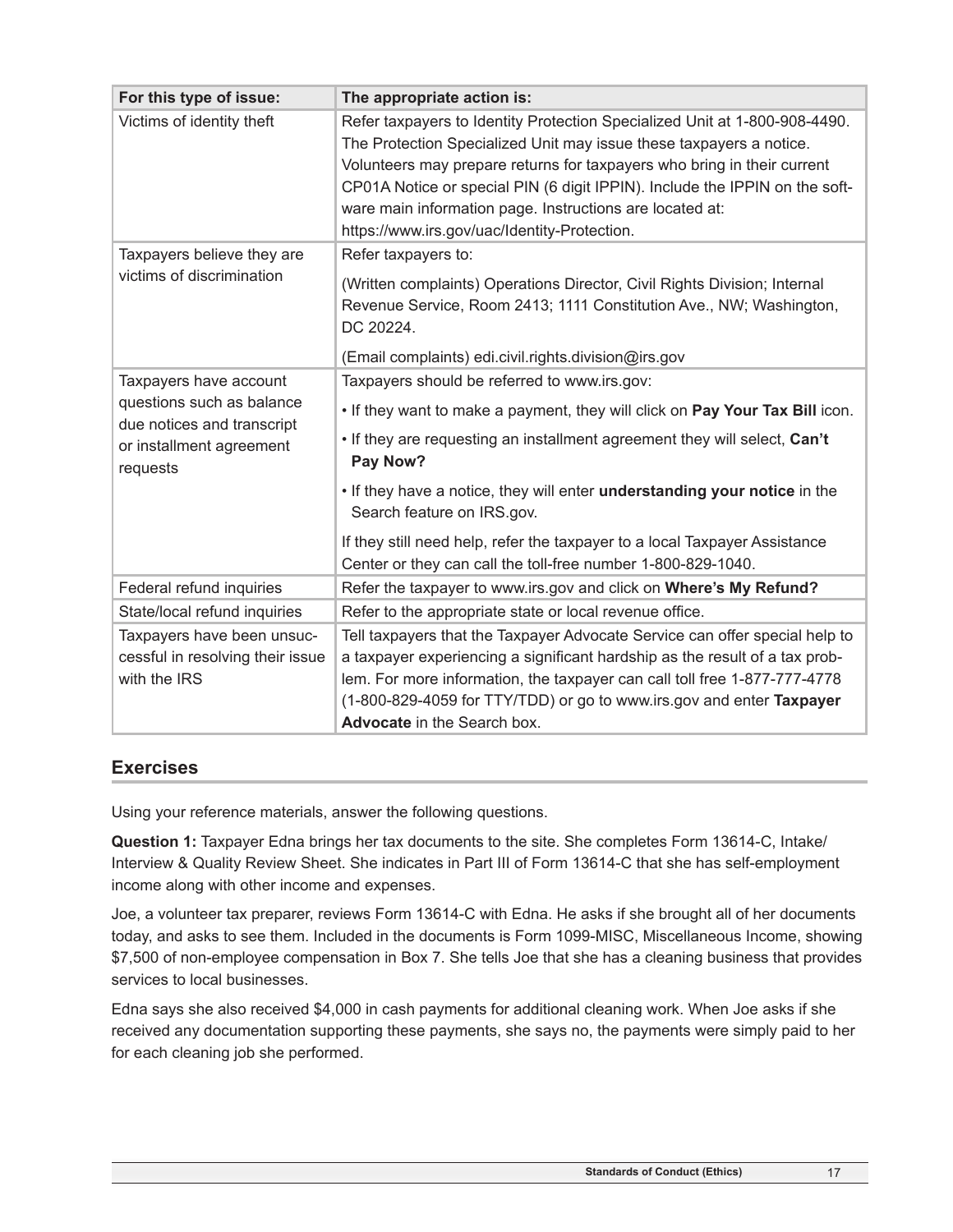| For this type of issue: | The appropriate action is: |
|---|---|
| Victims of identity theft | Refer taxpayers to Identity Protection Specialized Unit at 1-800-908-4490. The Protection Specialized Unit may issue these taxpayers a notice. Volunteers may prepare returns for taxpayers who bring in their current CP01A Notice or special PIN (6 digit IPPIN). Include the IPPIN on the software main information page. Instructions are located at: https://www.irs.gov/uac/Identity-Protection. |
| Taxpayers believe they are victims of discrimination | Refer taxpayers to:<br><br>(Written complaints) Operations Director, Civil Rights Division; Internal Revenue Service, Room 2413; 1111 Constitution Ave., NW; Washington, DC 20224.<br><br>(Email complaints) edi.civil.rights.division@irs.gov |
| Taxpayers have account questions such as balance due notices and transcript or installment agreement requests | Taxpayers should be referred to www.irs.gov:<br><br>• If they want to make a payment, they will click on **Pay Your Tax Bill** icon.<br><br>• If they are requesting an installment agreement they will select, **Can't Pay Now?**<br><br>• If they have a notice, they will enter **understanding your notice** in the Search feature on IRS.gov.<br><br>If they still need help, refer the taxpayer to a local Taxpayer Assistance Center or they can call the toll-free number 1-800-829-1040. |
| Federal refund inquiries | Refer the taxpayer to www.irs.gov and click on **Where's My Refund?** |
| State/local refund inquiries | Refer to the appropriate state or local revenue office. |
| Taxpayers have been unsuccessful in resolving their issue with the IRS | Tell taxpayers that the Taxpayer Advocate Service can offer special help to a taxpayer experiencing a significant hardship as the result of a tax problem. For more information, the taxpayer can call toll free 1-877-777-4778 (1-800-829-4059 for TTY/TDD) or go to www.irs.gov and enter **Taxpayer Advocate** in the Search box. |

## Exercises

Using your reference materials, answer the following questions.

**Question 1:** Taxpayer Edna brings her tax documents to the site. She completes Form 13614-C, Intake/Interview & Quality Review Sheet. She indicates in Part III of Form 13614-C that she has self-employment income along with other income and expenses.

Joe, a volunteer tax preparer, reviews Form 13614-C with Edna. He asks if she brought all of her documents today, and asks to see them. Included in the documents is Form 1099-MISC, Miscellaneous Income, showing $7,500 of non-employee compensation in Box 7. She tells Joe that she has a cleaning business that provides services to local businesses.

Edna says she also received $4,000 in cash payments for additional cleaning work. When Joe asks if she received any documentation supporting these payments, she says no, the payments were simply paid to her for each cleaning job she performed.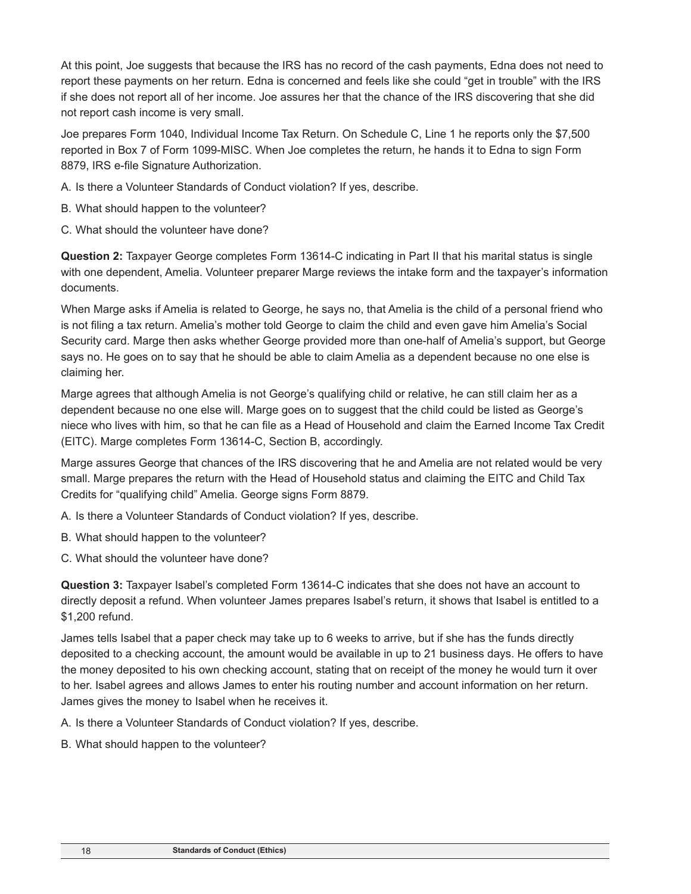At this point, Joe suggests that because the IRS has no record of the cash payments, Edna does not need to report these payments on her return. Edna is concerned and feels like she could "get in trouble" with the IRS if she does not report all of her income. Joe assures her that the chance of the IRS discovering that she did not report cash income is very small.

Joe prepares Form 1040, Individual Income Tax Return. On Schedule C, Line 1 he reports only the $7,500 reported in Box 7 of Form 1099-MISC. When Joe completes the return, he hands it to Edna to sign Form 8879, IRS e-file Signature Authorization.

A. Is there a Volunteer Standards of Conduct violation? If yes, describe.

B. What should happen to the volunteer?

C. What should the volunteer have done?

**Question 2:** Taxpayer George completes Form 13614-C indicating in Part II that his marital status is single with one dependent, Amelia. Volunteer preparer Marge reviews the intake form and the taxpayer's information documents.

When Marge asks if Amelia is related to George, he says no, that Amelia is the child of a personal friend who is not filing a tax return. Amelia's mother told George to claim the child and even gave him Amelia's Social Security card. Marge then asks whether George provided more than one-half of Amelia's support, but George says no. He goes on to say that he should be able to claim Amelia as a dependent because no one else is claiming her.

Marge agrees that although Amelia is not George's qualifying child or relative, he can still claim her as a dependent because no one else will. Marge goes on to suggest that the child could be listed as George's niece who lives with him, so that he can file as a Head of Household and claim the Earned Income Tax Credit (EITC). Marge completes Form 13614-C, Section B, accordingly.

Marge assures George that chances of the IRS discovering that he and Amelia are not related would be very small. Marge prepares the return with the Head of Household status and claiming the EITC and Child Tax Credits for "qualifying child" Amelia. George signs Form 8879.

A. Is there a Volunteer Standards of Conduct violation? If yes, describe.

B. What should happen to the volunteer?

C. What should the volunteer have done?

**Question 3:** Taxpayer Isabel's completed Form 13614-C indicates that she does not have an account to directly deposit a refund. When volunteer James prepares Isabel's return, it shows that Isabel is entitled to a $1,200 refund.

James tells Isabel that a paper check may take up to 6 weeks to arrive, but if she has the funds directly deposited to a checking account, the amount would be available in up to 21 business days. He offers to have the money deposited to his own checking account, stating that on receipt of the money he would turn it over to her. Isabel agrees and allows James to enter his routing number and account information on her return. James gives the money to Isabel when he receives it.

A. Is there a Volunteer Standards of Conduct violation? If yes, describe.

B. What should happen to the volunteer?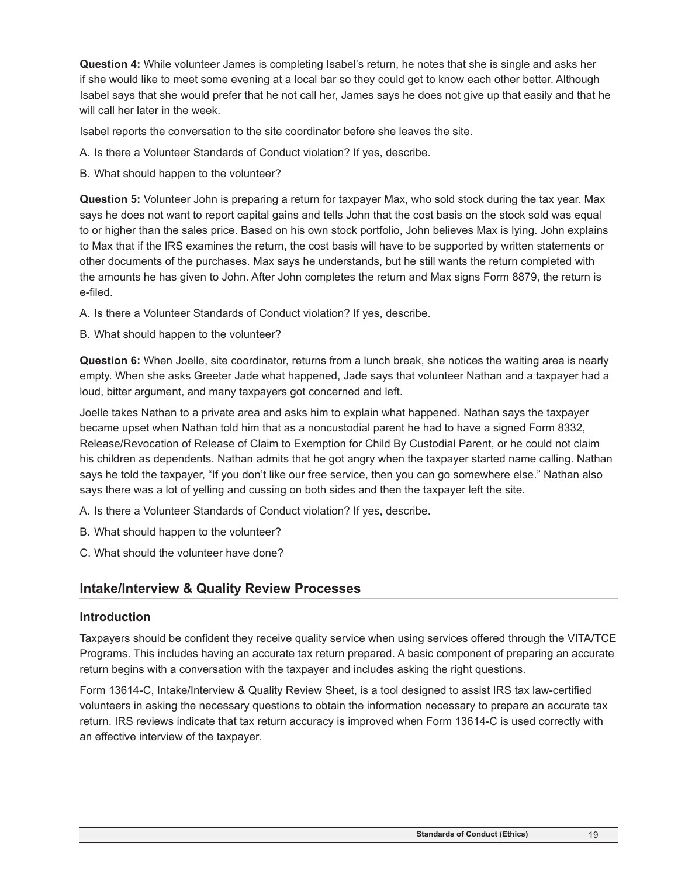**Question 4:** While volunteer James is completing Isabel's return, he notes that she is single and asks her if she would like to meet some evening at a local bar so they could get to know each other better. Although Isabel says that she would prefer that he not call her, James says he does not give up that easily and that he will call her later in the week.

Isabel reports the conversation to the site coordinator before she leaves the site.

A. Is there a Volunteer Standards of Conduct violation? If yes, describe.

B. What should happen to the volunteer?

**Question 5:** Volunteer John is preparing a return for taxpayer Max, who sold stock during the tax year. Max says he does not want to report capital gains and tells John that the cost basis on the stock sold was equal to or higher than the sales price. Based on his own stock portfolio, John believes Max is lying. John explains to Max that if the IRS examines the return, the cost basis will have to be supported by written statements or other documents of the purchases. Max says he understands, but he still wants the return completed with the amounts he has given to John. After John completes the return and Max signs Form 8879, the return is e-filed.

A. Is there a Volunteer Standards of Conduct violation? If yes, describe.

B. What should happen to the volunteer?

**Question 6:** When Joelle, site coordinator, returns from a lunch break, she notices the waiting area is nearly empty. When she asks Greeter Jade what happened, Jade says that volunteer Nathan and a taxpayer had a loud, bitter argument, and many taxpayers got concerned and left.

Joelle takes Nathan to a private area and asks him to explain what happened. Nathan says the taxpayer became upset when Nathan told him that as a noncustodial parent he had to have a signed Form 8332, Release/Revocation of Release of Claim to Exemption for Child By Custodial Parent, or he could not claim his children as dependents. Nathan admits that he got angry when the taxpayer started name calling. Nathan says he told the taxpayer, "If you don't like our free service, then you can go somewhere else." Nathan also says there was a lot of yelling and cussing on both sides and then the taxpayer left the site.

A. Is there a Volunteer Standards of Conduct violation? If yes, describe.

B. What should happen to the volunteer?

C. What should the volunteer have done?

## Intake/Interview & Quality Review Processes

### Introduction

Taxpayers should be confident they receive quality service when using services offered through the VITA/TCE Programs. This includes having an accurate tax return prepared. A basic component of preparing an accurate return begins with a conversation with the taxpayer and includes asking the right questions.

Form 13614-C, Intake/Interview & Quality Review Sheet, is a tool designed to assist IRS tax law-certified volunteers in asking the necessary questions to obtain the information necessary to prepare an accurate tax return. IRS reviews indicate that tax return accuracy is improved when Form 13614-C is used correctly with an effective interview of the taxpayer.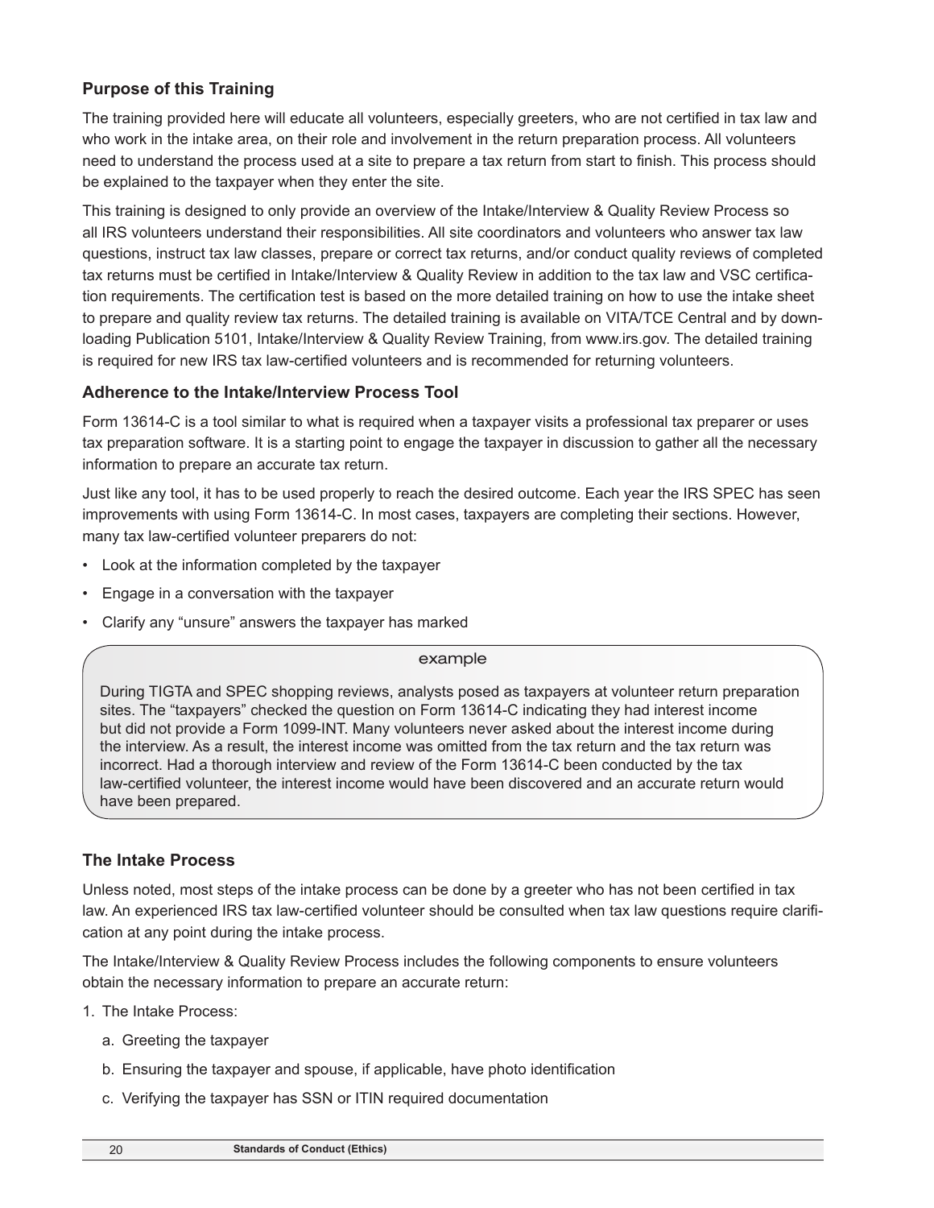## Purpose of this Training

The training provided here will educate all volunteers, especially greeters, who are not certified in tax law and who work in the intake area, on their role and involvement in the return preparation process. All volunteers need to understand the process used at a site to prepare a tax return from start to finish. This process should be explained to the taxpayer when they enter the site.

This training is designed to only provide an overview of the Intake/Interview & Quality Review Process so all IRS volunteers understand their responsibilities. All site coordinators and volunteers who answer tax law questions, instruct tax law classes, prepare or correct tax returns, and/or conduct quality reviews of completed tax returns must be certified in Intake/Interview & Quality Review in addition to the tax law and VSC certification requirements. The certification test is based on the more detailed training on how to use the intake sheet to prepare and quality review tax returns. The detailed training is available on VITA/TCE Central and by downloading Publication 5101, Intake/Interview & Quality Review Training, from www.irs.gov. The detailed training is required for new IRS tax law-certified volunteers and is recommended for returning volunteers.

## Adherence to the Intake/Interview Process Tool

Form 13614-C is a tool similar to what is required when a taxpayer visits a professional tax preparer or uses tax preparation software. It is a starting point to engage the taxpayer in discussion to gather all the necessary information to prepare an accurate tax return.

Just like any tool, it has to be used properly to reach the desired outcome. Each year the IRS SPEC has seen improvements with using Form 13614-C. In most cases, taxpayers are completing their sections. However, many tax law-certified volunteer preparers do not:

- Look at the information completed by the taxpayer
- Engage in a conversation with the taxpayer
- Clarify any "unsure" answers the taxpayer has marked

> **example**
>
> During TIGTA and SPEC shopping reviews, analysts posed as taxpayers at volunteer return preparation sites. The "taxpayers" checked the question on Form 13614-C indicating they had interest income but did not provide a Form 1099-INT. Many volunteers never asked about the interest income during the interview. As a result, the interest income was omitted from the tax return and the tax return was incorrect. Had a thorough interview and review of the Form 13614-C been conducted by the tax law-certified volunteer, the interest income would have been discovered and an accurate return would have been prepared.

## The Intake Process

Unless noted, most steps of the intake process can be done by a greeter who has not been certified in tax law. An experienced IRS tax law-certified volunteer should be consulted when tax law questions require clarification at any point during the intake process.

The Intake/Interview & Quality Review Process includes the following components to ensure volunteers obtain the necessary information to prepare an accurate return:

1. The Intake Process:
   a. Greeting the taxpayer
   b. Ensuring the taxpayer and spouse, if applicable, have photo identification
   c. Verifying the taxpayer has SSN or ITIN required documentation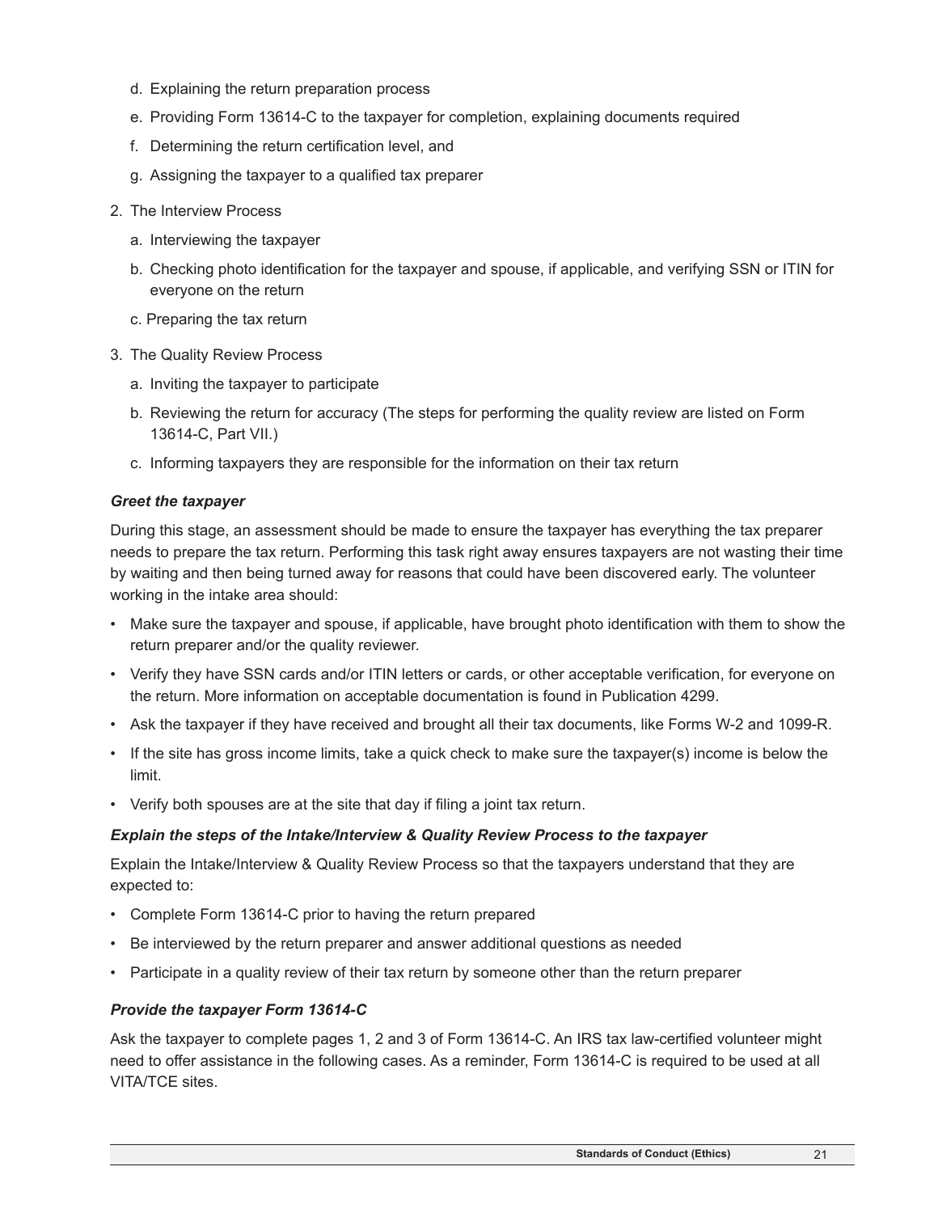d. Explaining the return preparation process

   e. Providing Form 13614-C to the taxpayer for completion, explaining documents required

   f. Determining the return certification level, and

   g. Assigning the taxpayer to a qualified tax preparer

2. The Interview Process

   a. Interviewing the taxpayer

   b. Checking photo identification for the taxpayer and spouse, if applicable, and verifying SSN or ITIN for everyone on the return

   c. Preparing the tax return

3. The Quality Review Process

   a. Inviting the taxpayer to participate

   b. Reviewing the return for accuracy (The steps for performing the quality review are listed on Form 13614-C, Part VII.)

   c. Informing taxpayers they are responsible for the information on their tax return

***Greet the taxpayer***

During this stage, an assessment should be made to ensure the taxpayer has everything the tax preparer needs to prepare the tax return. Performing this task right away ensures taxpayers are not wasting their time by waiting and then being turned away for reasons that could have been discovered early. The volunteer working in the intake area should:

- Make sure the taxpayer and spouse, if applicable, have brought photo identification with them to show the return preparer and/or the quality reviewer.
- Verify they have SSN cards and/or ITIN letters or cards, or other acceptable verification, for everyone on the return. More information on acceptable documentation is found in Publication 4299.
- Ask the taxpayer if they have received and brought all their tax documents, like Forms W-2 and 1099-R.
- If the site has gross income limits, take a quick check to make sure the taxpayer(s) income is below the limit.
- Verify both spouses are at the site that day if filing a joint tax return.

***Explain the steps of the Intake/Interview & Quality Review Process to the taxpayer***

Explain the Intake/Interview & Quality Review Process so that the taxpayers understand that they are expected to:

- Complete Form 13614-C prior to having the return prepared
- Be interviewed by the return preparer and answer additional questions as needed
- Participate in a quality review of their tax return by someone other than the return preparer

***Provide the taxpayer Form 13614-C***

Ask the taxpayer to complete pages 1, 2 and 3 of Form 13614-C. An IRS tax law-certified volunteer might need to offer assistance in the following cases. As a reminder, Form 13614-C is required to be used at all VITA/TCE sites.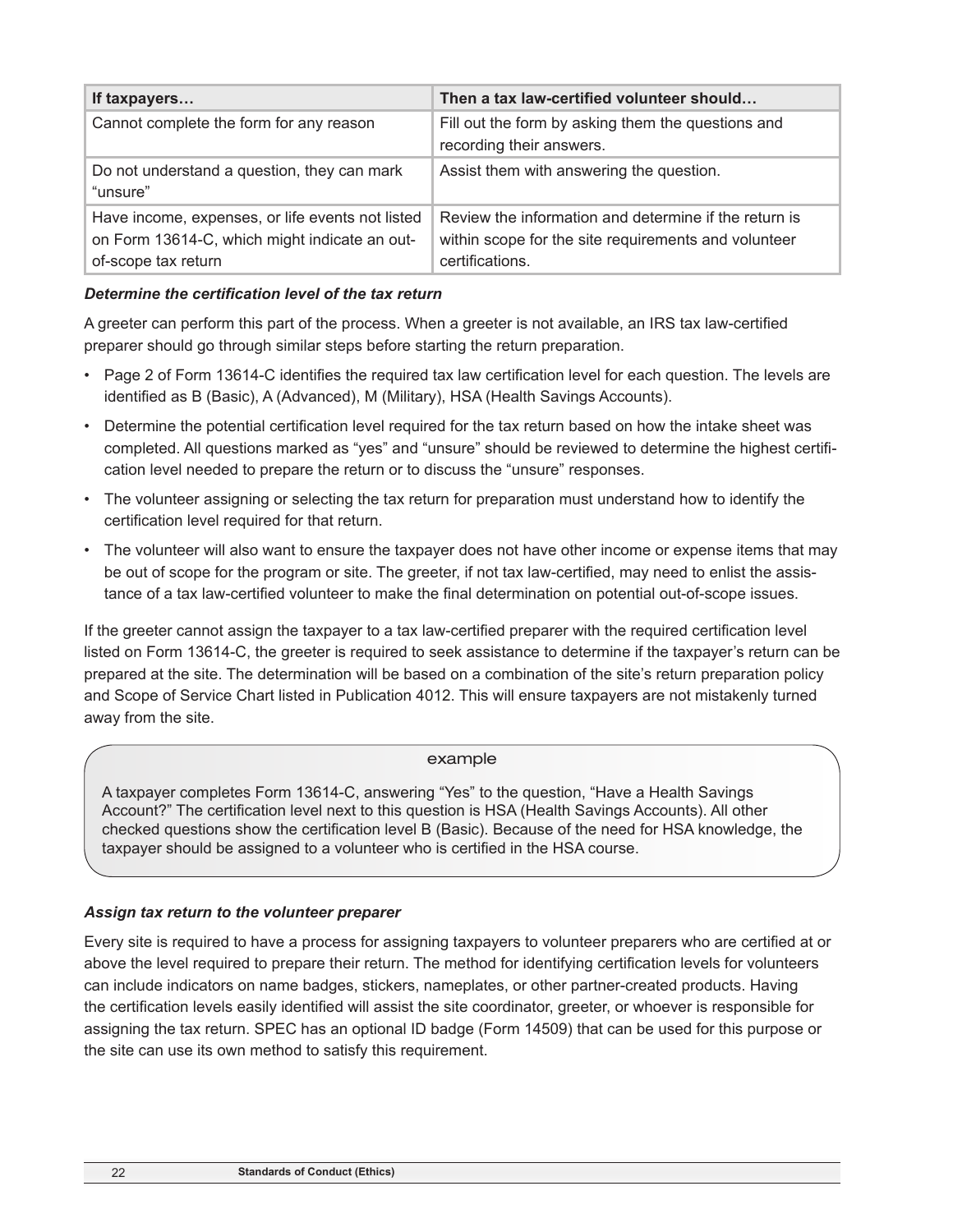| If taxpayers… | Then a tax law-certified volunteer should… |
| --- | --- |
| Cannot complete the form for any reason | Fill out the form by asking them the questions and recording their answers. |
| Do not understand a question, they can mark "unsure" | Assist them with answering the question. |
| Have income, expenses, or life events not listed on Form 13614-C, which might indicate an out-of-scope tax return | Review the information and determine if the return is within scope for the site requirements and volunteer certifications. |

***Determine the certification level of the tax return***

A greeter can perform this part of the process. When a greeter is not available, an IRS tax law-certified preparer should go through similar steps before starting the return preparation.

- Page 2 of Form 13614-C identifies the required tax law certification level for each question. The levels are identified as B (Basic), A (Advanced), M (Military), HSA (Health Savings Accounts).
- Determine the potential certification level required for the tax return based on how the intake sheet was completed. All questions marked as "yes" and "unsure" should be reviewed to determine the highest certification level needed to prepare the return or to discuss the "unsure" responses.
- The volunteer assigning or selecting the tax return for preparation must understand how to identify the certification level required for that return.
- The volunteer will also want to ensure the taxpayer does not have other income or expense items that may be out of scope for the program or site. The greeter, if not tax law-certified, may need to enlist the assistance of a tax law-certified volunteer to make the final determination on potential out-of-scope issues.

If the greeter cannot assign the taxpayer to a tax law-certified preparer with the required certification level listed on Form 13614-C, the greeter is required to seek assistance to determine if the taxpayer's return can be prepared at the site. The determination will be based on a combination of the site's return preparation policy and Scope of Service Chart listed in Publication 4012. This will ensure taxpayers are not mistakenly turned away from the site.

> example
>
> A taxpayer completes Form 13614-C, answering "Yes" to the question, "Have a Health Savings Account?" The certification level next to this question is HSA (Health Savings Accounts). All other checked questions show the certification level B (Basic). Because of the need for HSA knowledge, the taxpayer should be assigned to a volunteer who is certified in the HSA course.

***Assign tax return to the volunteer preparer***

Every site is required to have a process for assigning taxpayers to volunteer preparers who are certified at or above the level required to prepare their return. The method for identifying certification levels for volunteers can include indicators on name badges, stickers, nameplates, or other partner-created products. Having the certification levels easily identified will assist the site coordinator, greeter, or whoever is responsible for assigning the tax return. SPEC has an optional ID badge (Form 14509) that can be used for this purpose or the site can use its own method to satisfy this requirement.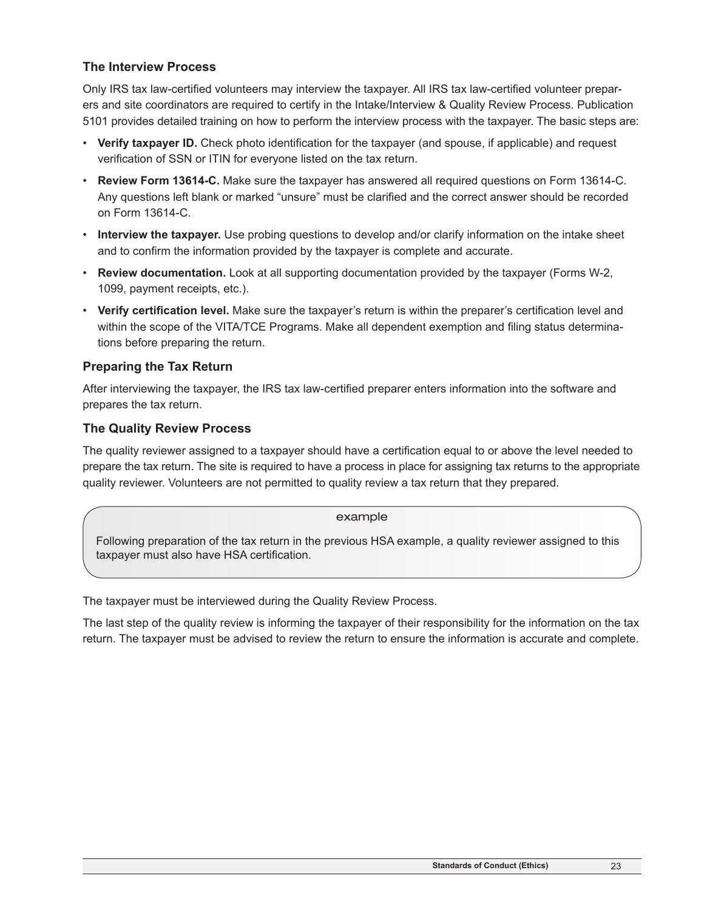### The Interview Process

Only IRS tax law-certified volunteers may interview the taxpayer. All IRS tax law-certified volunteer preparers and site coordinators are required to certify in the Intake/Interview & Quality Review Process. Publication 5101 provides detailed training on how to perform the interview process with the taxpayer. The basic steps are:

- **Verify taxpayer ID.** Check photo identification for the taxpayer (and spouse, if applicable) and request verification of SSN or ITIN for everyone listed on the tax return.
- **Review Form 13614-C.** Make sure the taxpayer has answered all required questions on Form 13614-C. Any questions left blank or marked "unsure" must be clarified and the correct answer should be recorded on Form 13614-C.
- **Interview the taxpayer.** Use probing questions to develop and/or clarify information on the intake sheet and to confirm the information provided by the taxpayer is complete and accurate.
- **Review documentation.** Look at all supporting documentation provided by the taxpayer (Forms W-2, 1099, payment receipts, etc.).
- **Verify certification level.** Make sure the taxpayer's return is within the preparer's certification level and within the scope of the VITA/TCE Programs. Make all dependent exemption and filing status determinations before preparing the return.

### Preparing the Tax Return

After interviewing the taxpayer, the IRS tax law-certified preparer enters information into the software and prepares the tax return.

### The Quality Review Process

The quality reviewer assigned to a taxpayer should have a certification equal to or above the level needed to prepare the tax return. The site is required to have a process in place for assigning tax returns to the appropriate quality reviewer. Volunteers are not permitted to quality review a tax return that they prepared.

> example
>
> Following preparation of the tax return in the previous HSA example, a quality reviewer assigned to this taxpayer must also have HSA certification.

The taxpayer must be interviewed during the Quality Review Process.

The last step of the quality review is informing the taxpayer of their responsibility for the information on the tax return. The taxpayer must be advised to review the return to ensure the information is accurate and complete.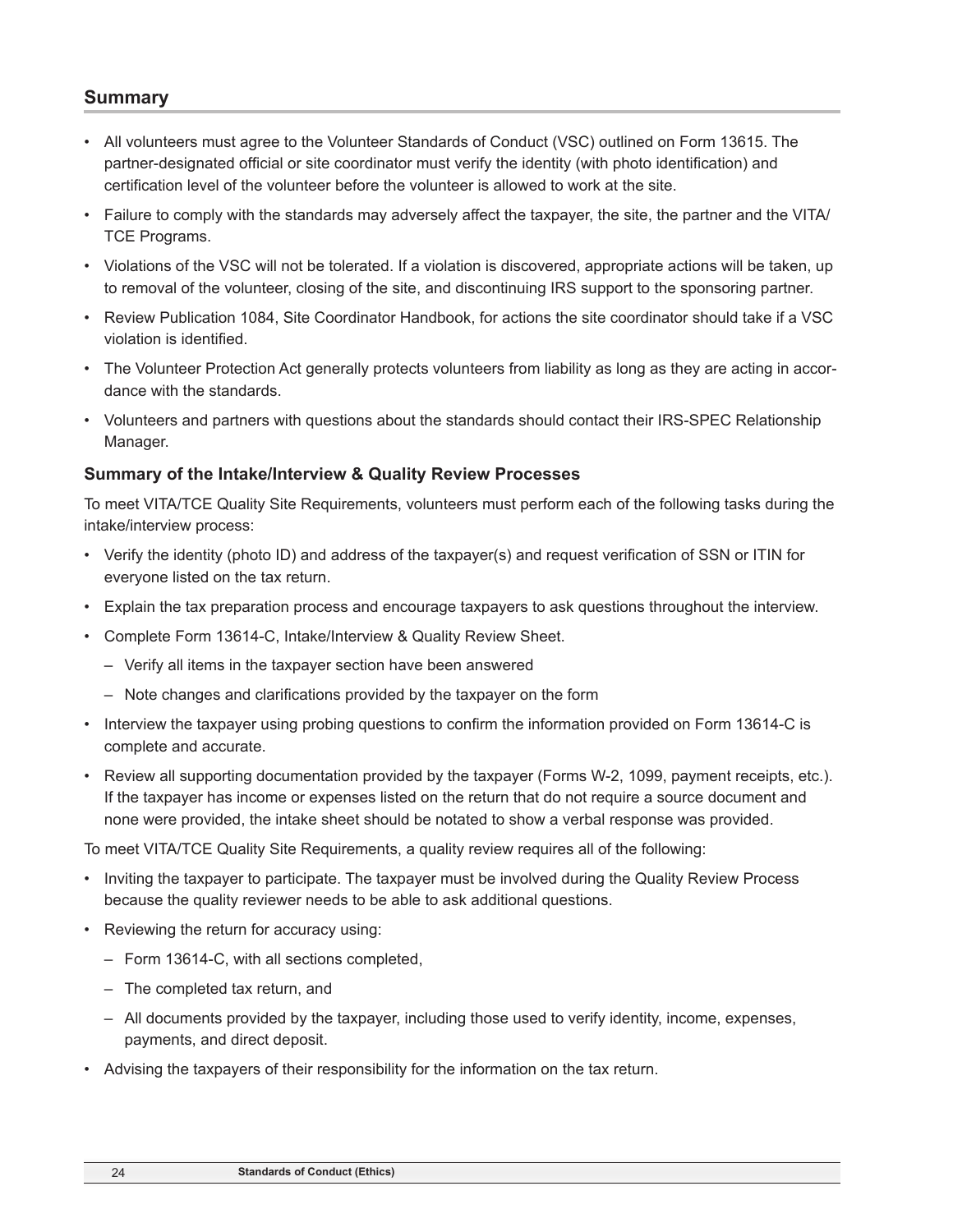## Summary

- All volunteers must agree to the Volunteer Standards of Conduct (VSC) outlined on Form 13615. The partner-designated official or site coordinator must verify the identity (with photo identification) and certification level of the volunteer before the volunteer is allowed to work at the site.
- Failure to comply with the standards may adversely affect the taxpayer, the site, the partner and the VITA/TCE Programs.
- Violations of the VSC will not be tolerated. If a violation is discovered, appropriate actions will be taken, up to removal of the volunteer, closing of the site, and discontinuing IRS support to the sponsoring partner.
- Review Publication 1084, Site Coordinator Handbook, for actions the site coordinator should take if a VSC violation is identified.
- The Volunteer Protection Act generally protects volunteers from liability as long as they are acting in accordance with the standards.
- Volunteers and partners with questions about the standards should contact their IRS-SPEC Relationship Manager.

### Summary of the Intake/Interview & Quality Review Processes

To meet VITA/TCE Quality Site Requirements, volunteers must perform each of the following tasks during the intake/interview process:

- Verify the identity (photo ID) and address of the taxpayer(s) and request verification of SSN or ITIN for everyone listed on the tax return.
- Explain the tax preparation process and encourage taxpayers to ask questions throughout the interview.
- Complete Form 13614-C, Intake/Interview & Quality Review Sheet.
  - Verify all items in the taxpayer section have been answered
  - Note changes and clarifications provided by the taxpayer on the form
- Interview the taxpayer using probing questions to confirm the information provided on Form 13614-C is complete and accurate.
- Review all supporting documentation provided by the taxpayer (Forms W-2, 1099, payment receipts, etc.). If the taxpayer has income or expenses listed on the return that do not require a source document and none were provided, the intake sheet should be notated to show a verbal response was provided.

To meet VITA/TCE Quality Site Requirements, a quality review requires all of the following:

- Inviting the taxpayer to participate. The taxpayer must be involved during the Quality Review Process because the quality reviewer needs to be able to ask additional questions.
- Reviewing the return for accuracy using:
  - Form 13614-C, with all sections completed,
  - The completed tax return, and
  - All documents provided by the taxpayer, including those used to verify identity, income, expenses, payments, and direct deposit.
- Advising the taxpayers of their responsibility for the information on the tax return.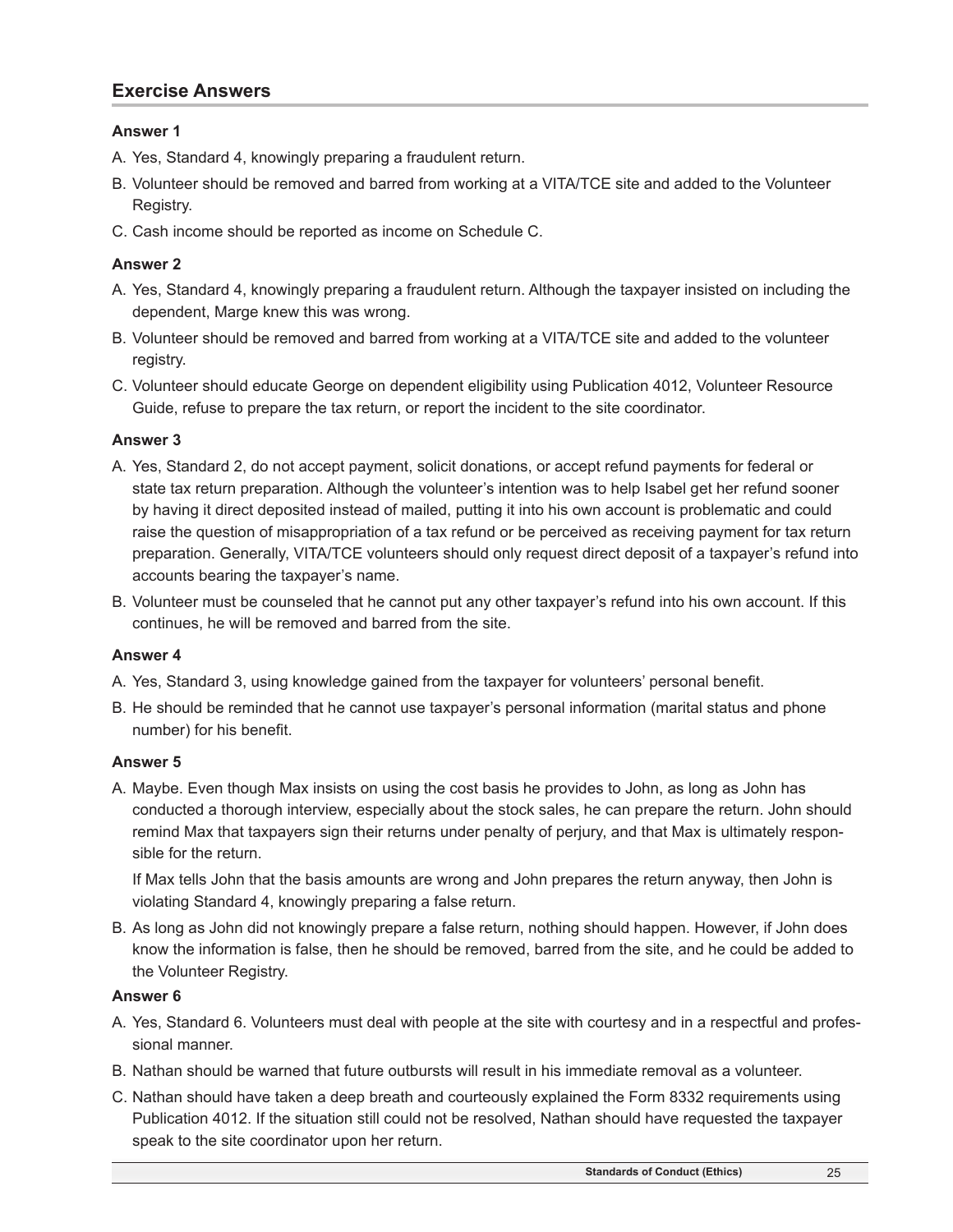## Exercise Answers

**Answer 1**

A. Yes, Standard 4, knowingly preparing a fraudulent return.

B. Volunteer should be removed and barred from working at a VITA/TCE site and added to the Volunteer Registry.

C. Cash income should be reported as income on Schedule C.

**Answer 2**

A. Yes, Standard 4, knowingly preparing a fraudulent return. Although the taxpayer insisted on including the dependent, Marge knew this was wrong.

B. Volunteer should be removed and barred from working at a VITA/TCE site and added to the volunteer registry.

C. Volunteer should educate George on dependent eligibility using Publication 4012, Volunteer Resource Guide, refuse to prepare the tax return, or report the incident to the site coordinator.

**Answer 3**

A. Yes, Standard 2, do not accept payment, solicit donations, or accept refund payments for federal or state tax return preparation. Although the volunteer's intention was to help Isabel get her refund sooner by having it direct deposited instead of mailed, putting it into his own account is problematic and could raise the question of misappropriation of a tax refund or be perceived as receiving payment for tax return preparation. Generally, VITA/TCE volunteers should only request direct deposit of a taxpayer's refund into accounts bearing the taxpayer's name.

B. Volunteer must be counseled that he cannot put any other taxpayer's refund into his own account. If this continues, he will be removed and barred from the site.

**Answer 4**

A. Yes, Standard 3, using knowledge gained from the taxpayer for volunteers' personal benefit.

B. He should be reminded that he cannot use taxpayer's personal information (marital status and phone number) for his benefit.

**Answer 5**

A. Maybe. Even though Max insists on using the cost basis he provides to John, as long as John has conducted a thorough interview, especially about the stock sales, he can prepare the return. John should remind Max that taxpayers sign their returns under penalty of perjury, and that Max is ultimately responsible for the return.

   If Max tells John that the basis amounts are wrong and John prepares the return anyway, then John is violating Standard 4, knowingly preparing a false return.

B. As long as John did not knowingly prepare a false return, nothing should happen. However, if John does know the information is false, then he should be removed, barred from the site, and he could be added to the Volunteer Registry.

**Answer 6**

A. Yes, Standard 6. Volunteers must deal with people at the site with courtesy and in a respectful and professional manner.

B. Nathan should be warned that future outbursts will result in his immediate removal as a volunteer.

C. Nathan should have taken a deep breath and courteously explained the Form 8332 requirements using Publication 4012. If the situation still could not be resolved, Nathan should have requested the taxpayer speak to the site coordinator upon her return.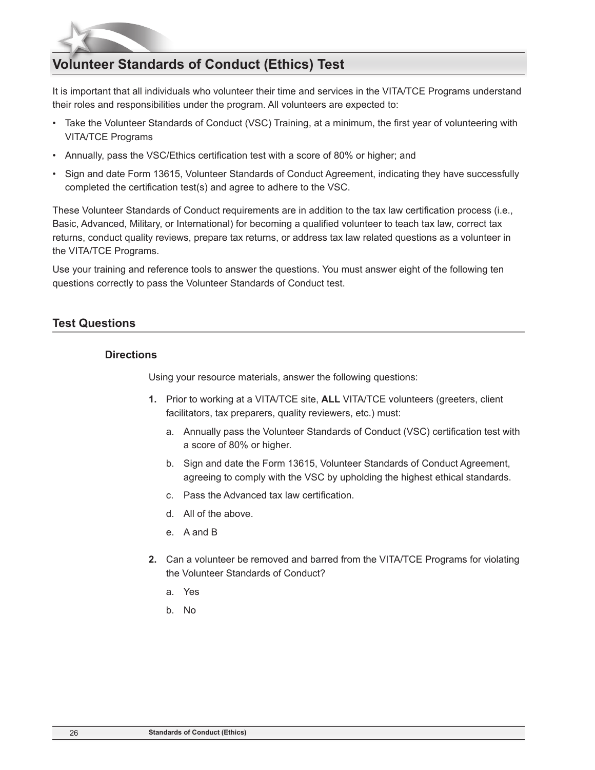# Volunteer Standards of Conduct (Ethics) Test

It is important that all individuals who volunteer their time and services in the VITA/TCE Programs understand their roles and responsibilities under the program. All volunteers are expected to:

- Take the Volunteer Standards of Conduct (VSC) Training, at a minimum, the first year of volunteering with VITA/TCE Programs
- Annually, pass the VSC/Ethics certification test with a score of 80% or higher; and
- Sign and date Form 13615, Volunteer Standards of Conduct Agreement, indicating they have successfully completed the certification test(s) and agree to adhere to the VSC.

These Volunteer Standards of Conduct requirements are in addition to the tax law certification process (i.e., Basic, Advanced, Military, or International) for becoming a qualified volunteer to teach tax law, correct tax returns, conduct quality reviews, prepare tax returns, or address tax law related questions as a volunteer in the VITA/TCE Programs.

Use your training and reference tools to answer the questions. You must answer eight of the following ten questions correctly to pass the Volunteer Standards of Conduct test.

## Test Questions

### Directions

Using your resource materials, answer the following questions:

**1.** Prior to working at a VITA/TCE site, **ALL** VITA/TCE volunteers (greeters, client facilitators, tax preparers, quality reviewers, etc.) must:

a. Annually pass the Volunteer Standards of Conduct (VSC) certification test with a score of 80% or higher.

b. Sign and date the Form 13615, Volunteer Standards of Conduct Agreement, agreeing to comply with the VSC by upholding the highest ethical standards.

c. Pass the Advanced tax law certification.

d. All of the above.

e. A and B

**2.** Can a volunteer be removed and barred from the VITA/TCE Programs for violating the Volunteer Standards of Conduct?

a. Yes

b. No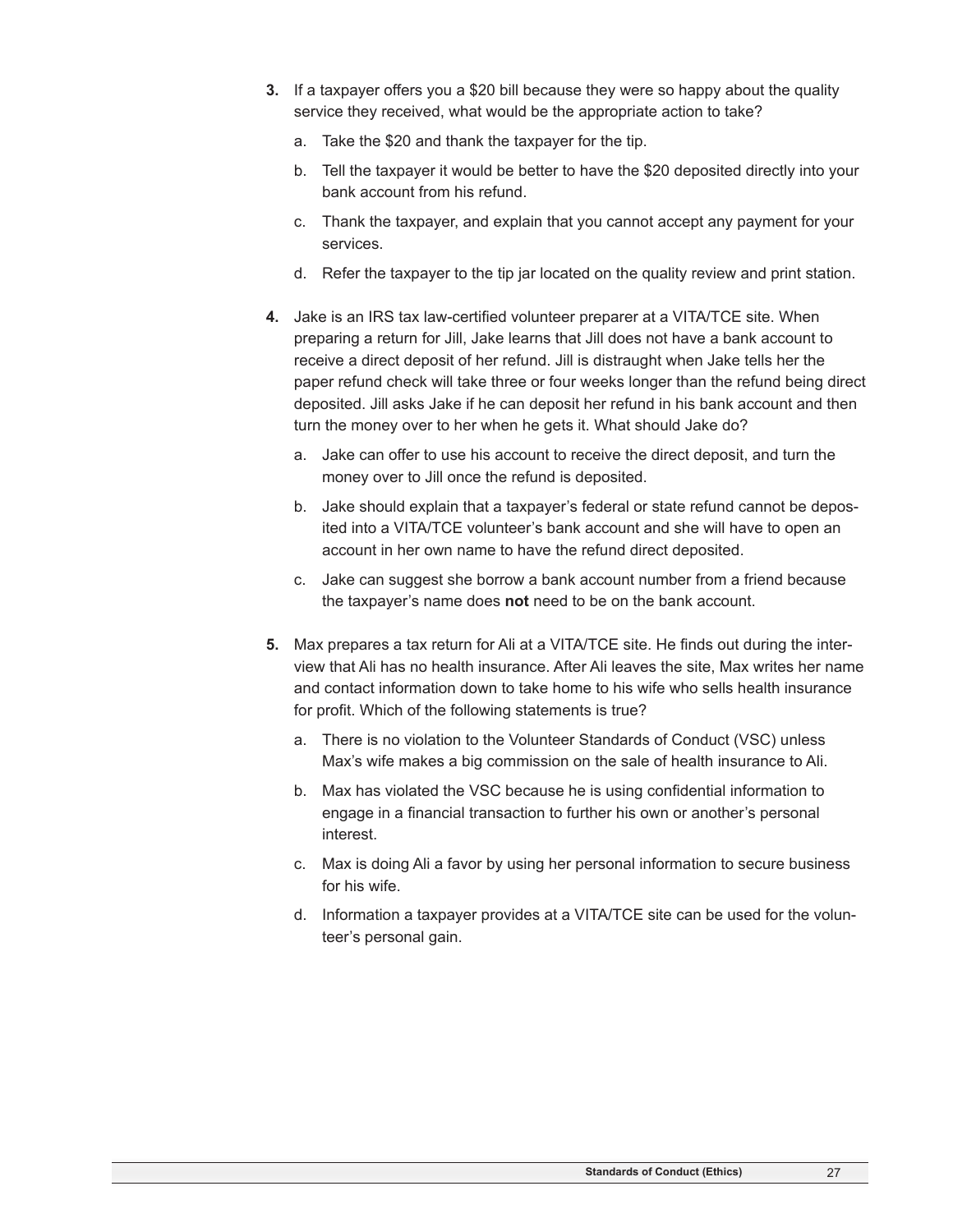**3.** If a taxpayer offers you a $20 bill because they were so happy about the quality service they received, what would be the appropriate action to take?

a. Take the $20 and thank the taxpayer for the tip.

b. Tell the taxpayer it would be better to have the $20 deposited directly into your bank account from his refund.

c. Thank the taxpayer, and explain that you cannot accept any payment for your services.

d. Refer the taxpayer to the tip jar located on the quality review and print station.

**4.** Jake is an IRS tax law-certified volunteer preparer at a VITA/TCE site. When preparing a return for Jill, Jake learns that Jill does not have a bank account to receive a direct deposit of her refund. Jill is distraught when Jake tells her the paper refund check will take three or four weeks longer than the refund being direct deposited. Jill asks Jake if he can deposit her refund in his bank account and then turn the money over to her when he gets it. What should Jake do?

a. Jake can offer to use his account to receive the direct deposit, and turn the money over to Jill once the refund is deposited.

b. Jake should explain that a taxpayer's federal or state refund cannot be deposited into a VITA/TCE volunteer's bank account and she will have to open an account in her own name to have the refund direct deposited.

c. Jake can suggest she borrow a bank account number from a friend because the taxpayer's name does **not** need to be on the bank account.

**5.** Max prepares a tax return for Ali at a VITA/TCE site. He finds out during the interview that Ali has no health insurance. After Ali leaves the site, Max writes her name and contact information down to take home to his wife who sells health insurance for profit. Which of the following statements is true?

a. There is no violation to the Volunteer Standards of Conduct (VSC) unless Max's wife makes a big commission on the sale of health insurance to Ali.

b. Max has violated the VSC because he is using confidential information to engage in a financial transaction to further his own or another's personal interest.

c. Max is doing Ali a favor by using her personal information to secure business for his wife.

d. Information a taxpayer provides at a VITA/TCE site can be used for the volunteer's personal gain.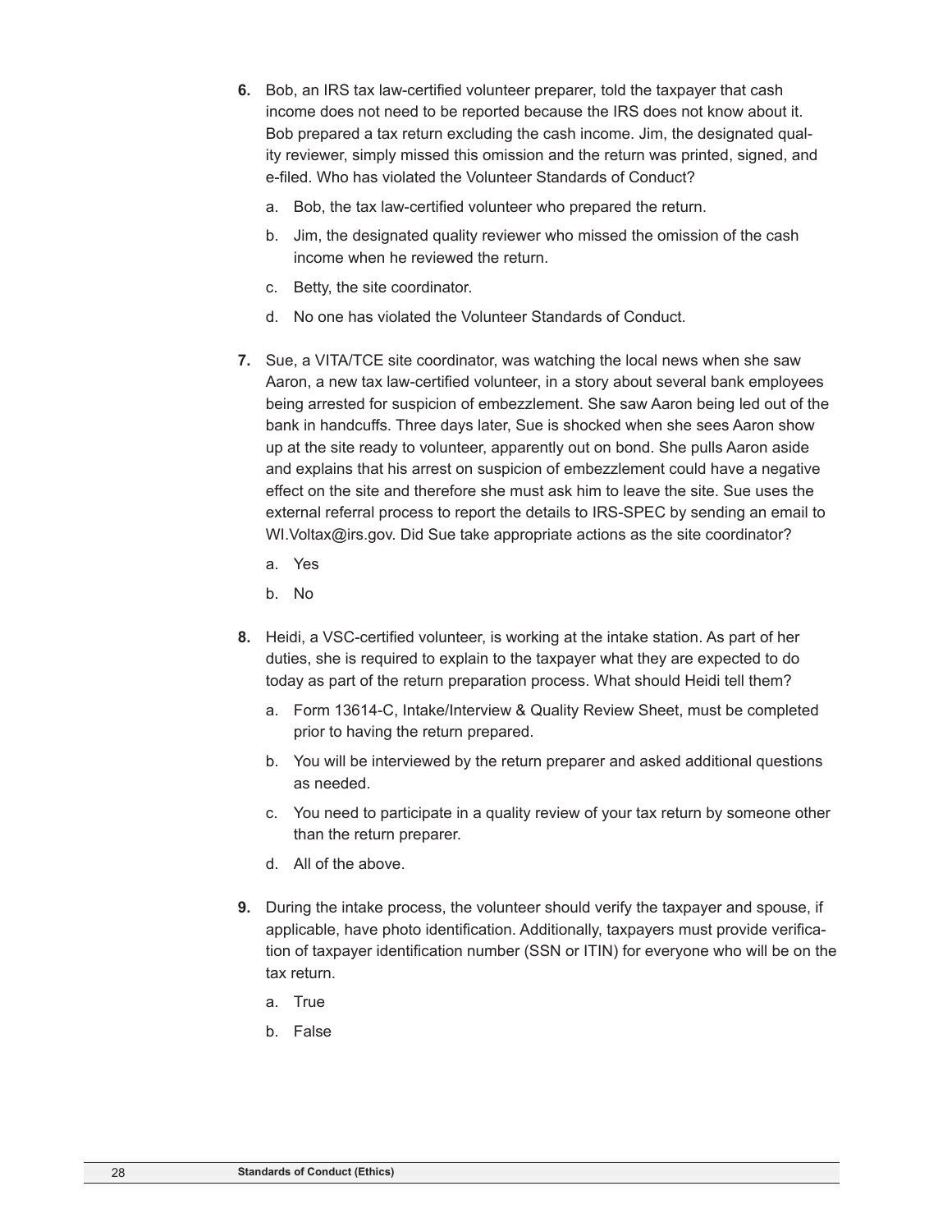6. Bob, an IRS tax law-certified volunteer preparer, told the taxpayer that cash income does not need to be reported because the IRS does not know about it. Bob prepared a tax return excluding the cash income. Jim, the designated quality reviewer, simply missed this omission and the return was printed, signed, and e-filed. Who has violated the Volunteer Standards of Conduct?

   a. Bob, the tax law-certified volunteer who prepared the return.

   b. Jim, the designated quality reviewer who missed the omission of the cash income when he reviewed the return.

   c. Betty, the site coordinator.

   d. No one has violated the Volunteer Standards of Conduct.

7. Sue, a VITA/TCE site coordinator, was watching the local news when she saw Aaron, a new tax law-certified volunteer, in a story about several bank employees being arrested for suspicion of embezzlement. She saw Aaron being led out of the bank in handcuffs. Three days later, Sue is shocked when she sees Aaron show up at the site ready to volunteer, apparently out on bond. She pulls Aaron aside and explains that his arrest on suspicion of embezzlement could have a negative effect on the site and therefore she must ask him to leave the site. Sue uses the external referral process to report the details to IRS-SPEC by sending an email to WI.Voltax@irs.gov. Did Sue take appropriate actions as the site coordinator?

   a. Yes

   b. No

8. Heidi, a VSC-certified volunteer, is working at the intake station. As part of her duties, she is required to explain to the taxpayer what they are expected to do today as part of the return preparation process. What should Heidi tell them?

   a. Form 13614-C, Intake/Interview & Quality Review Sheet, must be completed prior to having the return prepared.

   b. You will be interviewed by the return preparer and asked additional questions as needed.

   c. You need to participate in a quality review of your tax return by someone other than the return preparer.

   d. All of the above.

9. During the intake process, the volunteer should verify the taxpayer and spouse, if applicable, have photo identification. Additionally, taxpayers must provide verification of taxpayer identification number (SSN or ITIN) for everyone who will be on the tax return.

   a. True

   b. False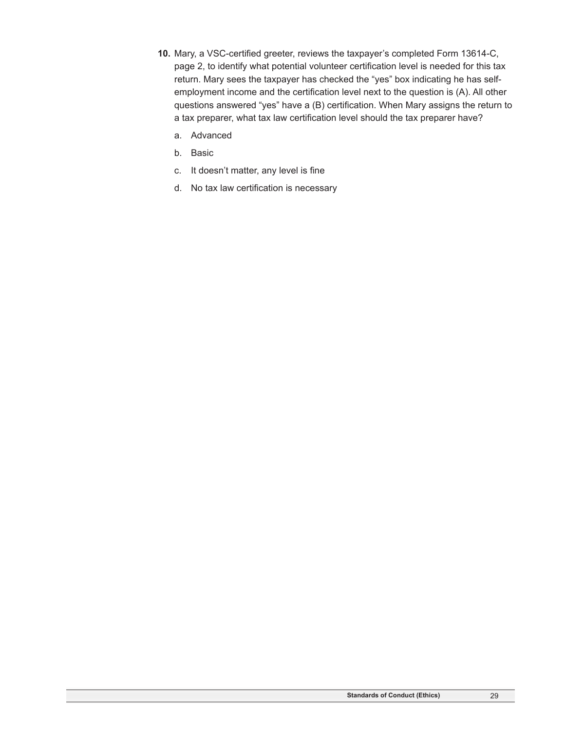**10.** Mary, a VSC-certified greeter, reviews the taxpayer's completed Form 13614-C, page 2, to identify what potential volunteer certification level is needed for this tax return. Mary sees the taxpayer has checked the "yes" box indicating he has self-employment income and the certification level next to the question is (A). All other questions answered "yes" have a (B) certification. When Mary assigns the return to a tax preparer, what tax law certification level should the tax preparer have?

a. Advanced

b. Basic

c. It doesn't matter, any level is fine

d. No tax law certification is necessary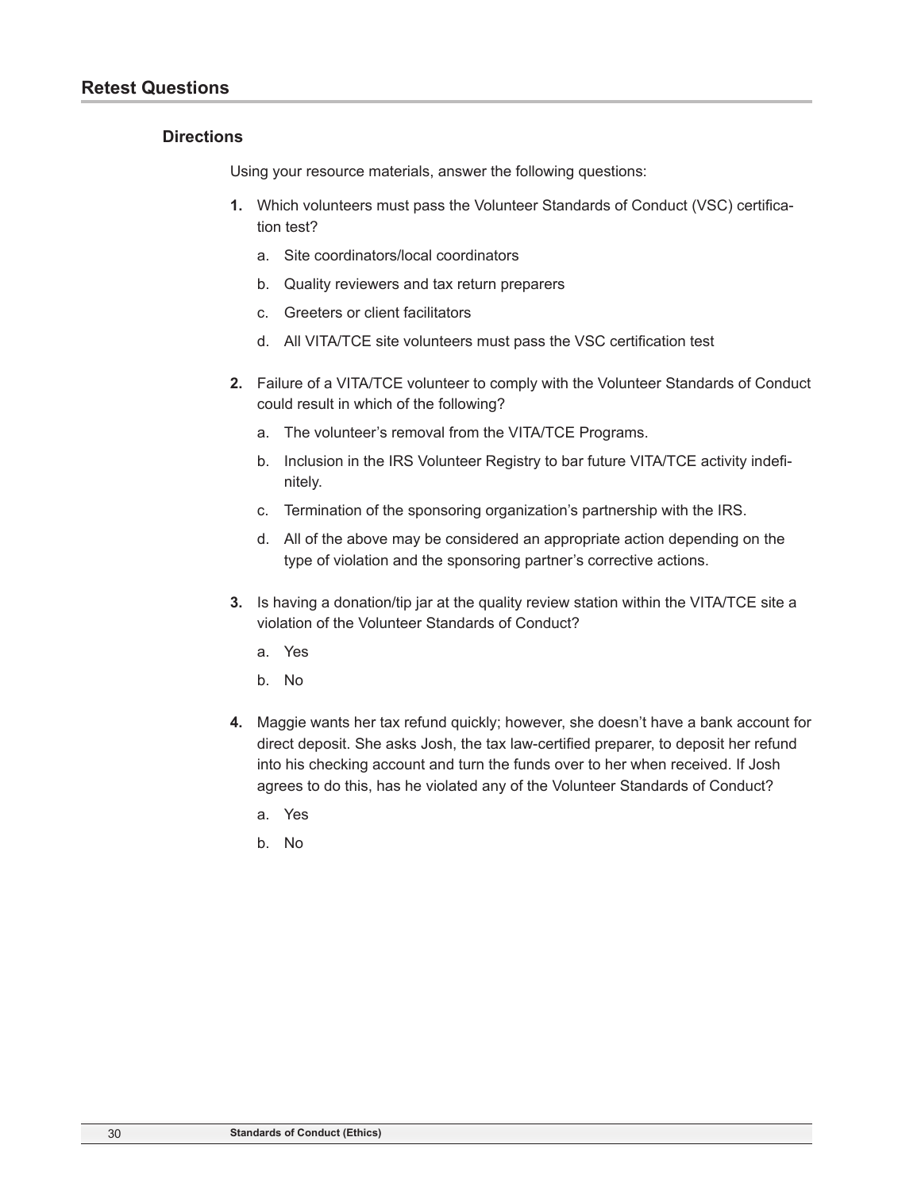## Retest Questions

### Directions

Using your resource materials, answer the following questions:

1. Which volunteers must pass the Volunteer Standards of Conduct (VSC) certification test?
   a. Site coordinators/local coordinators
   b. Quality reviewers and tax return preparers
   c. Greeters or client facilitators
   d. All VITA/TCE site volunteers must pass the VSC certification test

2. Failure of a VITA/TCE volunteer to comply with the Volunteer Standards of Conduct could result in which of the following?
   a. The volunteer's removal from the VITA/TCE Programs.
   b. Inclusion in the IRS Volunteer Registry to bar future VITA/TCE activity indefinitely.
   c. Termination of the sponsoring organization's partnership with the IRS.
   d. All of the above may be considered an appropriate action depending on the type of violation and the sponsoring partner's corrective actions.

3. Is having a donation/tip jar at the quality review station within the VITA/TCE site a violation of the Volunteer Standards of Conduct?
   a. Yes
   b. No

4. Maggie wants her tax refund quickly; however, she doesn't have a bank account for direct deposit. She asks Josh, the tax law-certified preparer, to deposit her refund into his checking account and turn the funds over to her when received. If Josh agrees to do this, has he violated any of the Volunteer Standards of Conduct?
   a. Yes
   b. No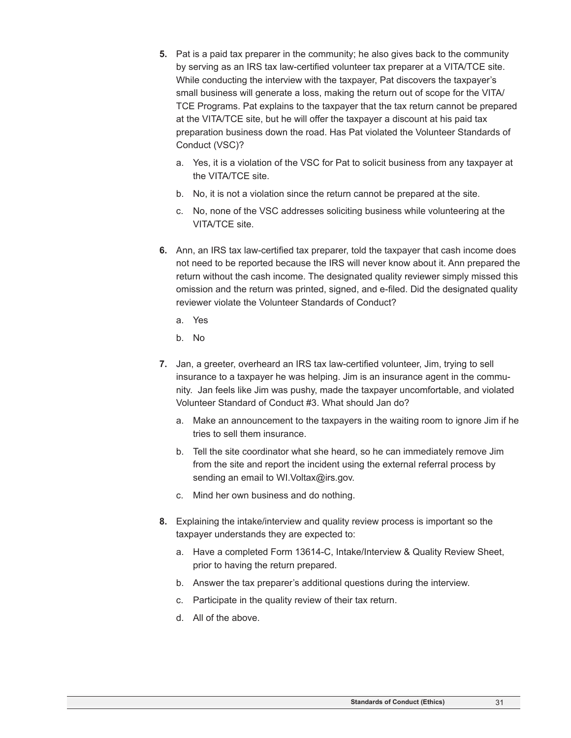5. Pat is a paid tax preparer in the community; he also gives back to the community by serving as an IRS tax law-certified volunteer tax preparer at a VITA/TCE site. While conducting the interview with the taxpayer, Pat discovers the taxpayer's small business will generate a loss, making the return out of scope for the VITA/TCE Programs. Pat explains to the taxpayer that the tax return cannot be prepared at the VITA/TCE site, but he will offer the taxpayer a discount at his paid tax preparation business down the road. Has Pat violated the Volunteer Standards of Conduct (VSC)?

   a. Yes, it is a violation of the VSC for Pat to solicit business from any taxpayer at the VITA/TCE site.

   b. No, it is not a violation since the return cannot be prepared at the site.

   c. No, none of the VSC addresses soliciting business while volunteering at the VITA/TCE site.

6. Ann, an IRS tax law-certified tax preparer, told the taxpayer that cash income does not need to be reported because the IRS will never know about it. Ann prepared the return without the cash income. The designated quality reviewer simply missed this omission and the return was printed, signed, and e-filed. Did the designated quality reviewer violate the Volunteer Standards of Conduct?

   a. Yes

   b. No

7. Jan, a greeter, overheard an IRS tax law-certified volunteer, Jim, trying to sell insurance to a taxpayer he was helping. Jim is an insurance agent in the community. Jan feels like Jim was pushy, made the taxpayer uncomfortable, and violated Volunteer Standard of Conduct #3. What should Jan do?

   a. Make an announcement to the taxpayers in the waiting room to ignore Jim if he tries to sell them insurance.

   b. Tell the site coordinator what she heard, so he can immediately remove Jim from the site and report the incident using the external referral process by sending an email to WI.Voltax@irs.gov.

   c. Mind her own business and do nothing.

8. Explaining the intake/interview and quality review process is important so the taxpayer understands they are expected to:

   a. Have a completed Form 13614-C, Intake/Interview & Quality Review Sheet, prior to having the return prepared.

   b. Answer the tax preparer's additional questions during the interview.

   c. Participate in the quality review of their tax return.

   d. All of the above.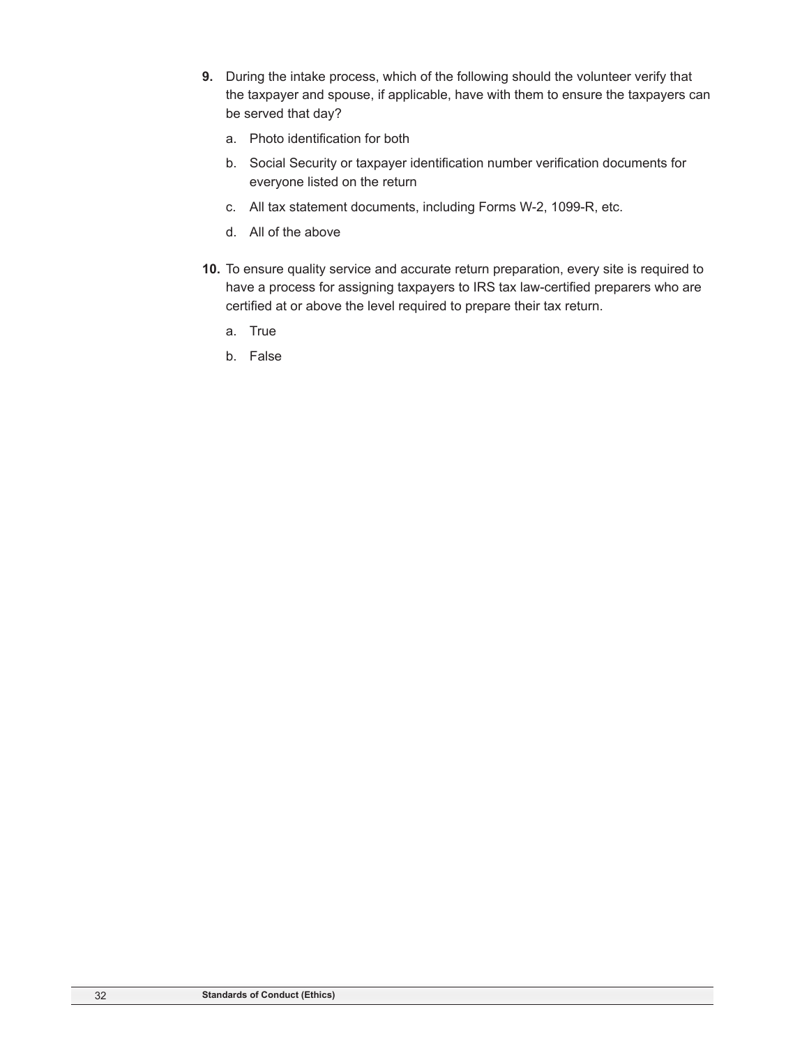**9.** During the intake process, which of the following should the volunteer verify that the taxpayer and spouse, if applicable, have with them to ensure the taxpayers can be served that day?

a. Photo identification for both

b. Social Security or taxpayer identification number verification documents for everyone listed on the return

c. All tax statement documents, including Forms W-2, 1099-R, etc.

d. All of the above

**10.** To ensure quality service and accurate return preparation, every site is required to have a process for assigning taxpayers to IRS tax law-certified preparers who are certified at or above the level required to prepare their tax return.

a. True

b. False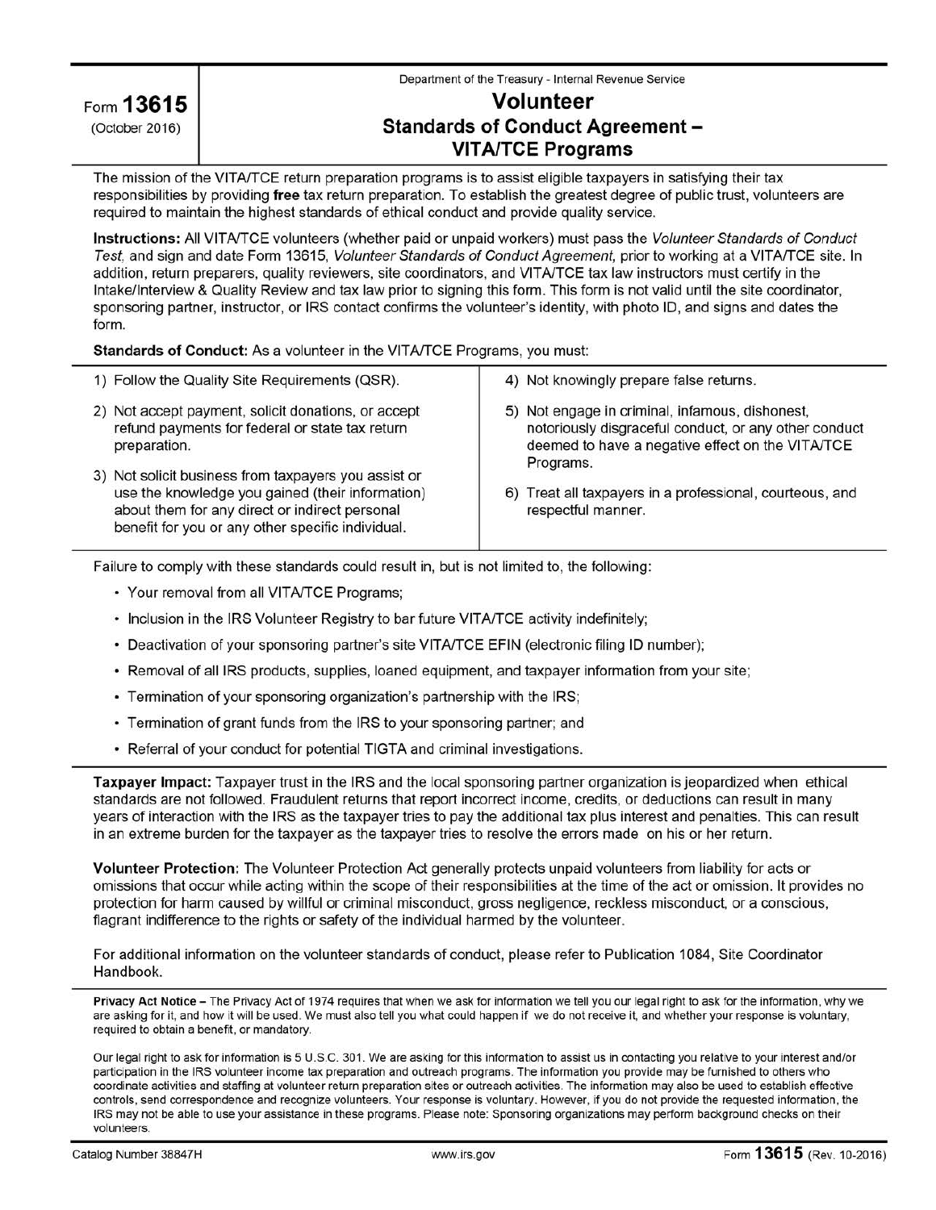Form **13615**
(October 2016)

Department of the Treasury - Internal Revenue Service

# Volunteer Standards of Conduct Agreement – VITA/TCE Programs

The mission of the VITA/TCE return preparation programs is to assist eligible taxpayers in satisfying their tax responsibilities by providing **free** tax return preparation. To establish the greatest degree of public trust, volunteers are required to maintain the highest standards of ethical conduct and provide quality service.

**Instructions:** All VITA/TCE volunteers (whether paid or unpaid workers) must pass the *Volunteer Standards of Conduct Test*, and sign and date Form 13615, *Volunteer Standards of Conduct Agreement*, prior to working at a VITA/TCE site. In addition, return preparers, quality reviewers, site coordinators, and VITA/TCE tax law instructors must certify in the Intake/Interview & Quality Review and tax law prior to signing this form. This form is not valid until the site coordinator, sponsoring partner, instructor, or IRS contact confirms the volunteer's identity, with photo ID, and signs and dates the form.

**Standards of Conduct:** As a volunteer in the VITA/TCE Programs, you must:

1) Follow the Quality Site Requirements (QSR).
2) Not accept payment, solicit donations, or accept refund payments for federal or state tax return preparation.
3) Not solicit business from taxpayers you assist or use the knowledge you gained (their information) about them for any direct or indirect personal benefit for you or any other specific individual.
4) Not knowingly prepare false returns.
5) Not engage in criminal, infamous, dishonest, notoriously disgraceful conduct, or any other conduct deemed to have a negative effect on the VITA/TCE Programs.
6) Treat all taxpayers in a professional, courteous, and respectful manner.

Failure to comply with these standards could result in, but is not limited to, the following:

- Your removal from all VITA/TCE Programs;
- Inclusion in the IRS Volunteer Registry to bar future VITA/TCE activity indefinitely;
- Deactivation of your sponsoring partner's site VITA/TCE EFIN (electronic filing ID number);
- Removal of all IRS products, supplies, loaned equipment, and taxpayer information from your site;
- Termination of your sponsoring organization's partnership with the IRS;
- Termination of grant funds from the IRS to your sponsoring partner; and
- Referral of your conduct for potential TIGTA and criminal investigations.

**Taxpayer Impact:** Taxpayer trust in the IRS and the local sponsoring partner organization is jeopardized when ethical standards are not followed. Fraudulent returns that report incorrect income, credits, or deductions can result in many years of interaction with the IRS as the taxpayer tries to pay the additional tax plus interest and penalties. This can result in an extreme burden for the taxpayer as the taxpayer tries to resolve the errors made on his or her return.

**Volunteer Protection:** The Volunteer Protection Act generally protects unpaid volunteers from liability for acts or omissions that occur while acting within the scope of their responsibilities at the time of the act or omission. It provides no protection for harm caused by willful or criminal misconduct, gross negligence, reckless misconduct, or a conscious, flagrant indifference to the rights or safety of the individual harmed by the volunteer.

For additional information on the volunteer standards of conduct, please refer to Publication 1084, Site Coordinator Handbook.

**Privacy Act Notice –** The Privacy Act of 1974 requires that when we ask for information we tell you our legal right to ask for the information, why we are asking for it, and how it will be used. We must also tell you what could happen if we do not receive it, and whether your response is voluntary, required to obtain a benefit, or mandatory.

Our legal right to ask for information is 5 U.S.C. 301. We are asking for this information to assist us in contacting you relative to your interest and/or participation in the IRS volunteer income tax preparation and outreach programs. The information you provide may be furnished to others who coordinate activities and staffing at volunteer return preparation sites or outreach activities. The information may also be used to establish effective controls, send correspondence and recognize volunteers. Your response is voluntary. However, if you do not provide the requested information, the IRS may not be able to use your assistance in these programs. Please note: Sponsoring organizations may perform background checks on their volunteers.

Catalog Number 38847H | www.irs.gov | Form **13615** (Rev. 10-2016)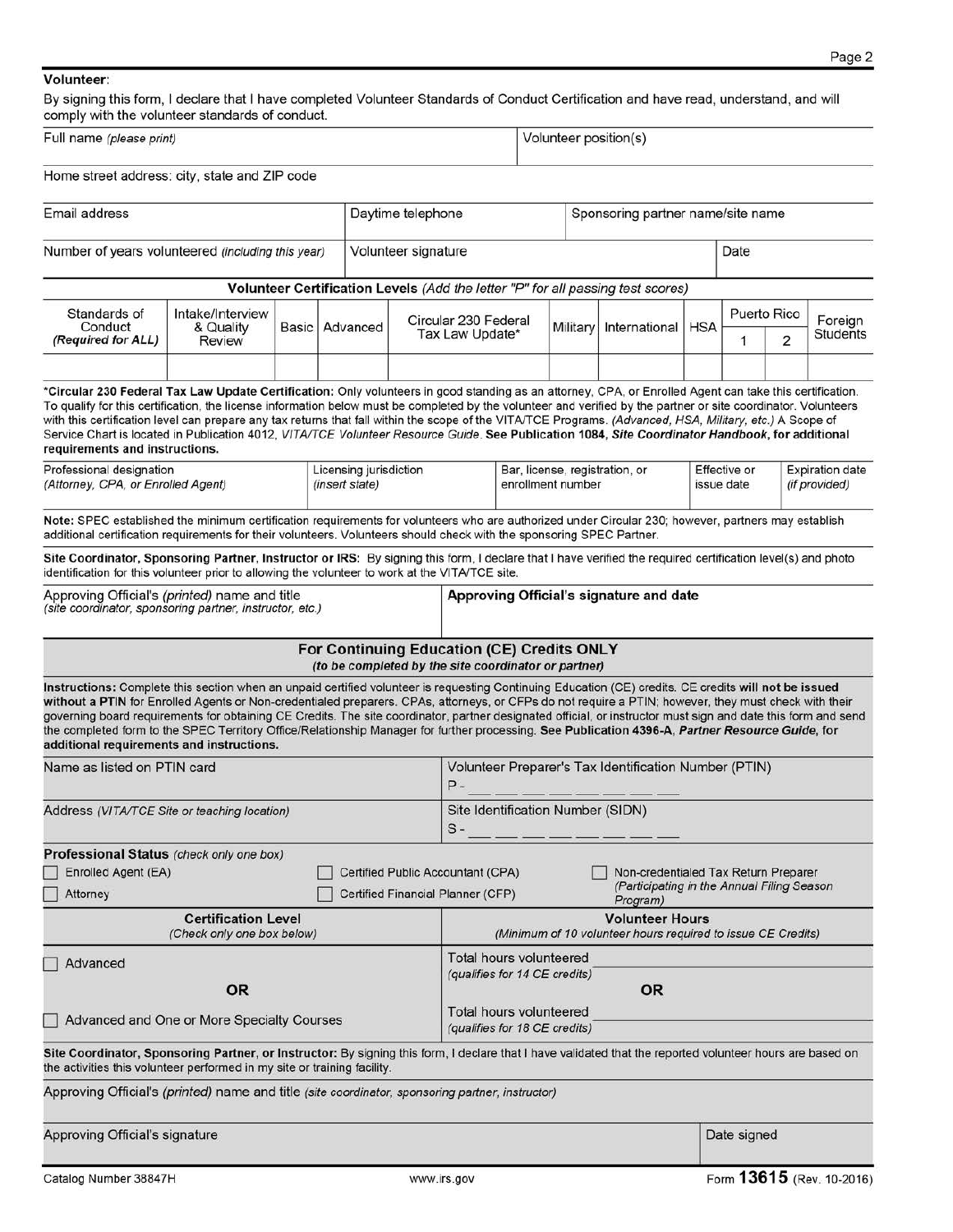**Volunteer**:

By signing this form, I declare that I have completed Volunteer Standards of Conduct Certification and have read, understand, and will comply with the volunteer standards of conduct.

| Full name *(please print)* | Volunteer position(s) |
|---|---|
| | |

| Home street address: city, state and ZIP code |
|---|
| |

| Email address | Daytime telephone | Sponsoring partner name/site name |
|---|---|---|
| | | |

| Number of years volunteered *(including this year)* | Volunteer signature | Date |
|---|---|---|
| | | |

**Volunteer Certification Levels** *(Add the letter "P" for all passing test scores)*

| Standards of Conduct *(Required for ALL)* | Intake/Interview & Quality Review | Basic | Advanced | Circular 230 Federal Tax Law Update* | Military | International | HSA | Puerto Rico 1 | Puerto Rico 2 | Foreign Students |
|---|---|---|---|---|---|---|---|---|---|---|
| | | | | | | | | | | |

***Circular 230 Federal Tax Law Update Certification:** Only volunteers in good standing as an attorney, CPA, or Enrolled Agent can take this certification. To qualify for this certification, the license information below must be completed by the volunteer and verified by the partner or site coordinator. Volunteers with this certification level can prepare any tax returns that fall within the scope of the VITA/TCE Programs. *(Advanced, HSA, Military, etc.)* A Scope of Service Chart is located in Publication 4012, *VITA/TCE Volunteer Resource Guide*. **See Publication 1084, *Site Coordinator Handbook*, for additional requirements and instructions.**

| Professional designation *(Attorney, CPA, or Enrolled Agent)* | Licensing jurisdiction *(insert state)* | Bar, license, registration, or enrollment number | Effective or issue date | Expiration date *(if provided)* |
|---|---|---|---|---|
| | | | | |

**Note:** SPEC established the minimum certification requirements for volunteers who are authorized under Circular 230; however, partners may establish additional certification requirements for their volunteers. Volunteers should check with the sponsoring SPEC Partner.

**Site Coordinator, Sponsoring Partner, Instructor or IRS:** By signing this form, I declare that I have verified the required certification level(s) and photo identification for this volunteer prior to allowing the volunteer to work at the VITA/TCE site.

| Approving Official's *(printed)* name and title *(site coordinator, sponsoring partner, instructor, etc.)* | **Approving Official's signature and date** |
|---|---|
| | |

## For Continuing Education (CE) Credits ONLY

*(to be completed by the site coordinator or partner)*

**Instructions:** Complete this section when an unpaid certified volunteer is requesting Continuing Education (CE) credits. CE credits **will not be issued without a PTIN** for Enrolled Agents or Non-credentialed preparers. CPAs, attorneys, or CFPs do not require a PTIN; however, they must check with their governing board requirements for obtaining CE Credits. The site coordinator, partner designated official, or instructor must sign and date this form and send the completed form to the SPEC Territory Office/Relationship Manager for further processing. **See Publication 4396-A, *Partner Resource Guide*, for additional requirements and instructions.**

| Name as listed on PTIN card | Volunteer Preparer's Tax Identification Number (PTIN) P - ___ ___ ___ ___ ___ ___ ___ ___ |
|---|---|
| **Address** *(VITA/TCE Site or teaching location)* | Site Identification Number (SIDN) S - ___ ___ ___ ___ ___ ___ ___ ___ |

**Professional Status** *(check only one box)*

- ☐ Enrolled Agent (EA)
- ☐ Attorney
- ☐ Certified Public Accountant (CPA)
- ☐ Certified Financial Planner (CFP)
- ☐ Non-credentialed Tax Return Preparer *(Participating in the Annual Filing Season Program)*

| **Certification Level** *(Check only one box below)* | **Volunteer Hours** *(Minimum of 10 volunteer hours required to issue CE Credits)* |
|---|---|
| ☐ Advanced | Total hours volunteered ______ *(qualifies for 14 CE credits)* |
| **OR** | **OR** |
| ☐ Advanced and One or More Specialty Courses | Total hours volunteered ______ *(qualifies for 18 CE credits)* |

**Site Coordinator, Sponsoring Partner, or Instructor:** By signing this form, I declare that I have validated that the reported volunteer hours are based on the activities this volunteer performed in my site or training facility.

| Approving Official's *(printed)* name and title *(site coordinator, sponsoring partner, instructor)* |
|---|
| |

| Approving Official's signature | Date signed |
|---|---|
| | |

Catalog Number 38847H    www.irs.gov    Form **13615** (Rev. 10-2016)